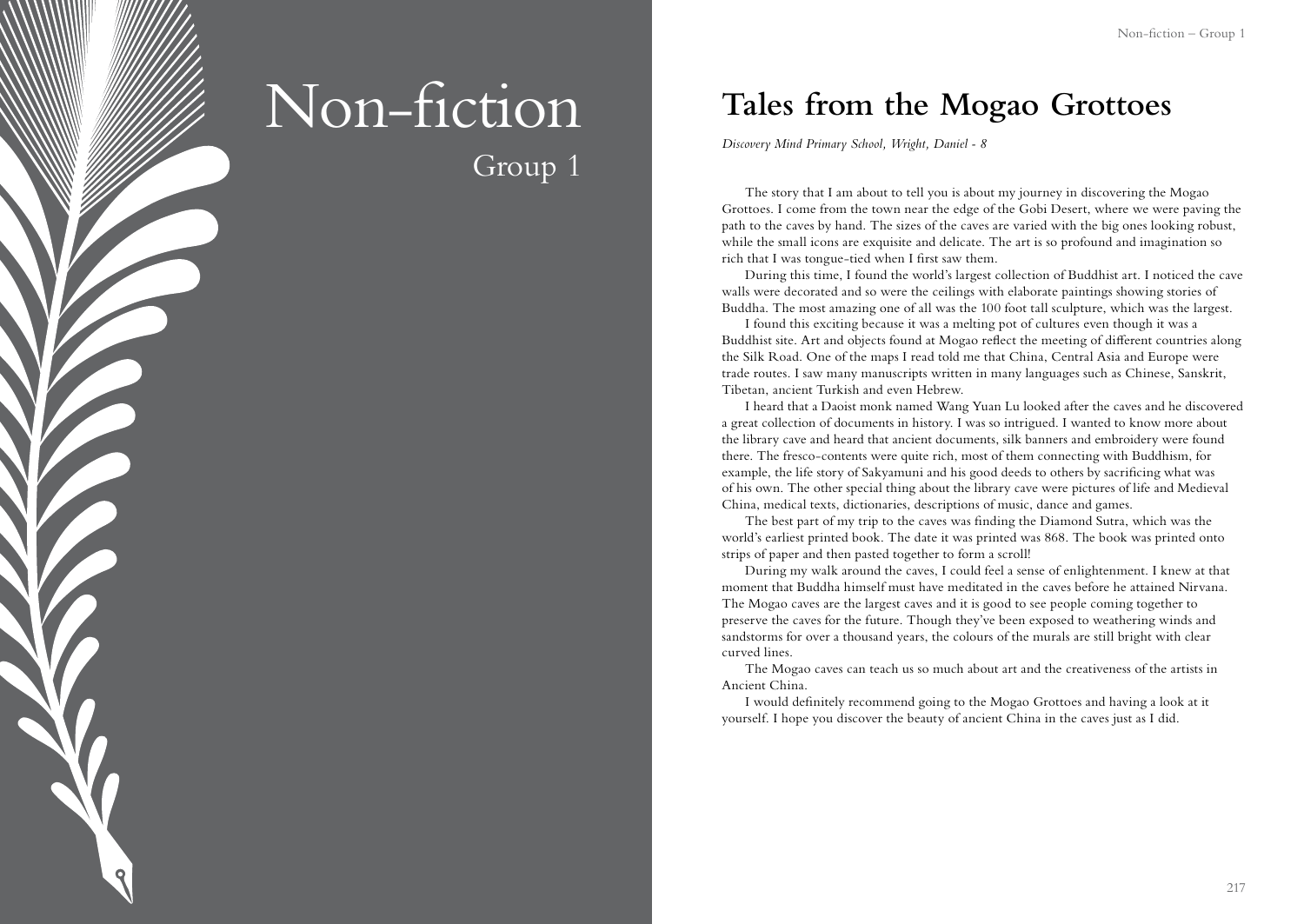# Non-fiction

## Group 1

## Tales from the Mogao Grottoes

*Discovery Mind Primary School, Wright, Daniel - 8*

The story that I am about to tell you is about my journey in discovering the Mogao Grottoes. I come from the town near the edge of the Gobi Desert, where we were paving the path to the caves by hand. The sizes of the caves are varied with the big ones looking robust, while the small icons are exquisite and delicate. The art is so profound and imagination so rich that I was tongue-tied when I first saw them.

During this time, I found the world's largest collection of Buddhist art. I noticed the cave walls were decorated and so were the ceilings with elaborate paintings showing stories of Buddha. The most amazing one of all was the 100 foot tall sculpture, which was the largest.

I found this exciting because it was a melting pot of cultures even though it was a Buddhist site. Art and objects found at Mogao reflect the meeting of different countries along the Silk Road. One of the maps I read told me that China, Central Asia and Europe were trade routes. I saw many manuscripts written in many languages such as Chinese, Sanskrit, Tibetan, ancient Turkish and even Hebrew.

I heard that a Daoist monk named Wang Yuan Lu looked after the caves and he discovered a great collection of documents in history. I was so intrigued. I wanted to know more about the library cave and heard that ancient documents, silk banners and embroidery were found there. The fresco-contents were quite rich, most of them connecting with Buddhism, for example, the life story of Sakyamuni and his good deeds to others by sacrificing what was of his own. The other special thing about the library cave were pictures of life and Medieval China, medical texts, dictionaries, descriptions of music, dance and games.

The best part of my trip to the caves was finding the Diamond Sutra, which was the world's earliest printed book. The date it was printed was 868. The book was printed onto strips of paper and then pasted together to form a scroll!

During my walk around the caves, I could feel a sense of enlightenment. I knew at that moment that Buddha himself must have meditated in the caves before he attained Nirvana. The Mogao caves are the largest caves and it is good to see people coming together to preserve the caves for the future. Though they've been exposed to weathering winds and sandstorms for over a thousand years, the colours of the murals are still bright with clear curved lines.

The Mogao caves can teach us so much about art and the creativeness of the artists in Ancient China.

I would definitely recommend going to the Mogao Grottoes and having a look at it yourself. I hope you discover the beauty of ancient China in the caves just as I did.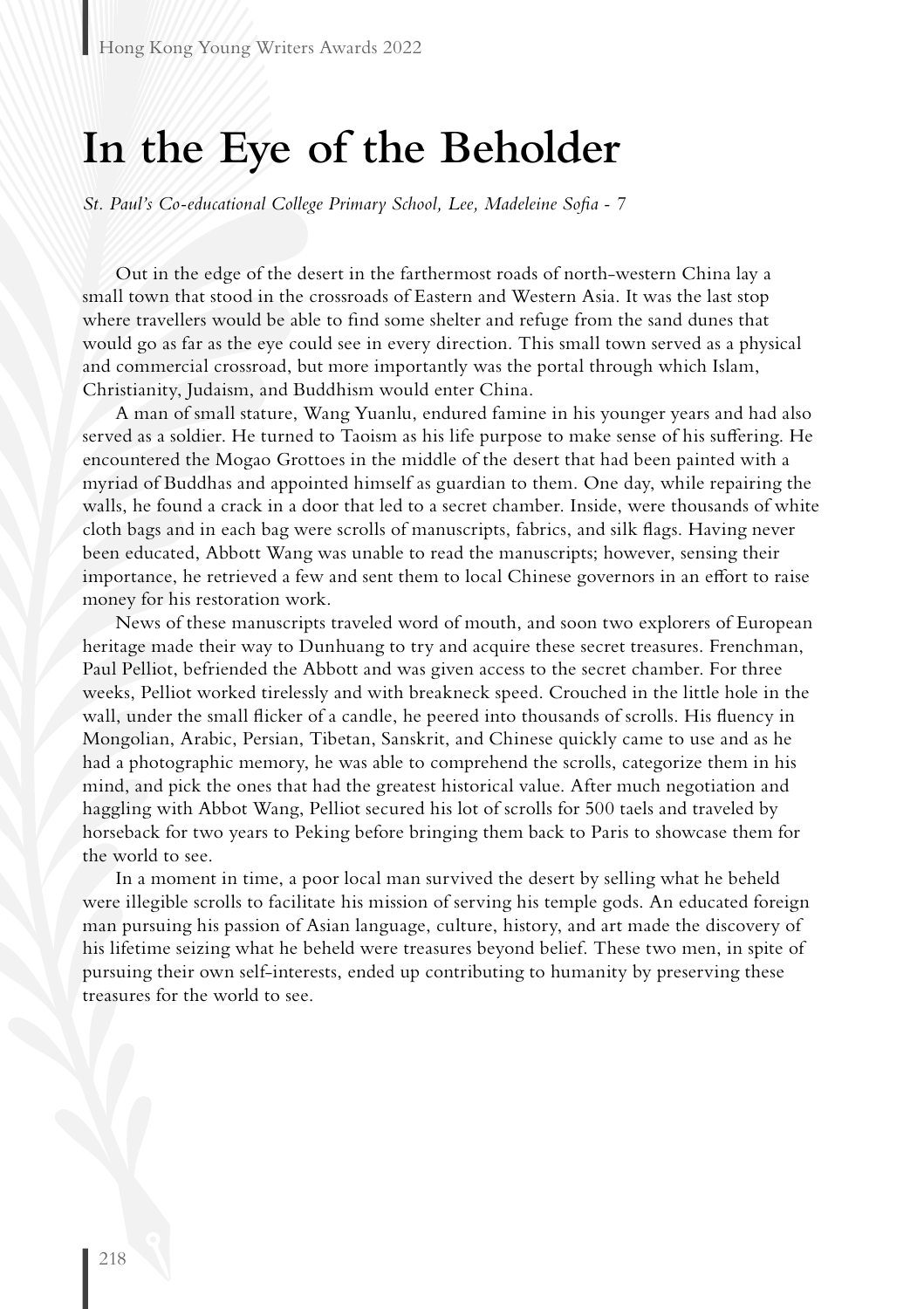# In the Eye of the Beholder

*St. Paul's Co-educational College Primary School, Lee, Madeleine Sofia - 7*

Out in the edge of the desert in the farthermost roads of north-western China lay a small town that stood in the crossroads of Eastern and Western Asia. It was the last stop where travellers would be able to find some shelter and refuge from the sand dunes that would go as far as the eye could see in every direction. This small town served as a physical and commercial crossroad, but more importantly was the portal through which Islam, Christianity, Judaism, and Buddhism would enter China.

A man of small stature, Wang Yuanlu, endured famine in his younger years and had also served as a soldier. He turned to Taoism as his life purpose to make sense of his suffering. He encountered the Mogao Grottoes in the middle of the desert that had been painted with a myriad of Buddhas and appointed himself as guardian to them. One day, while repairing the walls, he found a crack in a door that led to a secret chamber. Inside, were thousands of white cloth bags and in each bag were scrolls of manuscripts, fabrics, and silk flags. Having never been educated, Abbott Wang was unable to read the manuscripts; however, sensing their importance, he retrieved a few and sent them to local Chinese governors in an effort to raise money for his restoration work.

News of these manuscripts traveled word of mouth, and soon two explorers of European heritage made their way to Dunhuang to try and acquire these secret treasures. Frenchman, Paul Pelliot, befriended the Abbott and was given access to the secret chamber. For three weeks, Pelliot worked tirelessly and with breakneck speed. Crouched in the little hole in the wall, under the small flicker of a candle, he peered into thousands of scrolls. His fluency in Mongolian, Arabic, Persian, Tibetan, Sanskrit, and Chinese quickly came to use and as he had a photographic memory, he was able to comprehend the scrolls, categorize them in his mind, and pick the ones that had the greatest historical value. After much negotiation and haggling with Abbot Wang, Pelliot secured his lot of scrolls for 500 taels and traveled by horseback for two years to Peking before bringing them back to Paris to showcase them for the world to see.

In a moment in time, a poor local man survived the desert by selling what he beheld were illegible scrolls to facilitate his mission of serving his temple gods. An educated foreign man pursuing his passion of Asian language, culture, history, and art made the discovery of his lifetime seizing what he beheld were treasures beyond belief. These two men, in spite of pursuing their own self-interests, ended up contributing to humanity by preserving these treasures for the world to see.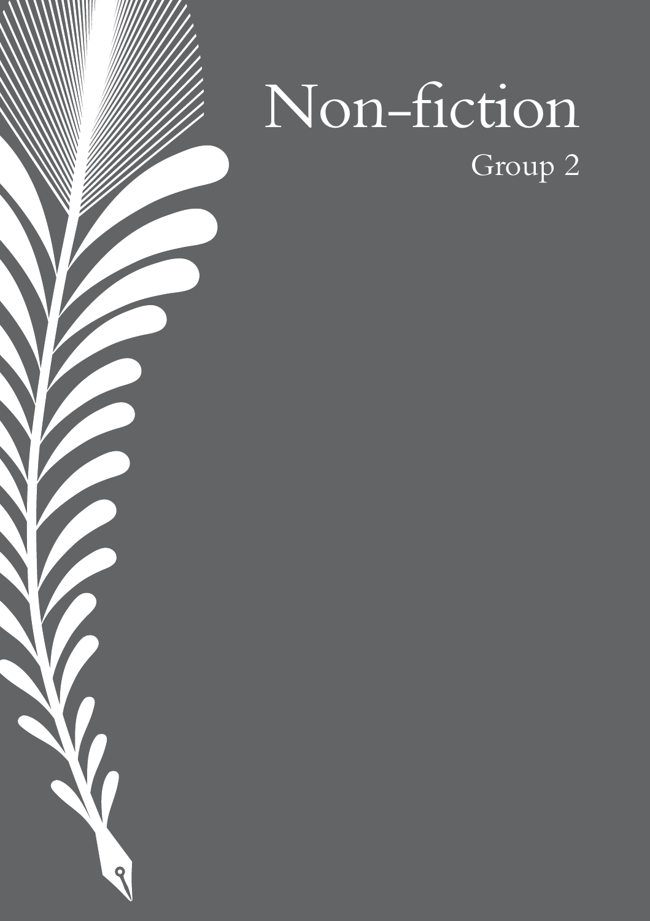# Non-fiction

## Group 2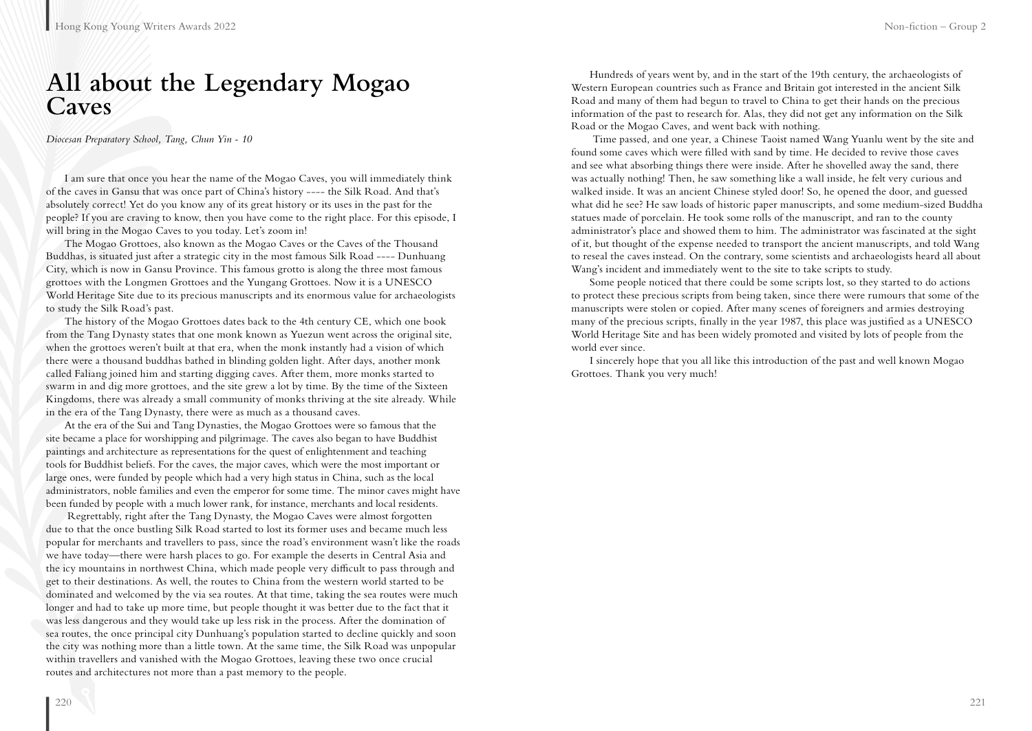# All about the Legendary Mogao Caves

*Diocesan Preparatory School, Tang, Chun Yin - 10*

I am sure that once you hear the name of the Mogao Caves, you will immediately think of the caves in Gansu that was once part of China's history ---- the Silk Road. And that's absolutely correct! Yet do you know any of its great history or its uses in the past for the people? If you are craving to know, then you have come to the right place. For this episode, I will bring in the Mogao Caves to you today. Let's zoom in!

The Mogao Grottoes, also known as the Mogao Caves or the Caves of the Thousand Buddhas, is situated just after a strategic city in the most famous Silk Road ---- Dunhuang City, which is now in Gansu Province. This famous grotto is along the three most famous grottoes with the Longmen Grottoes and the Yungang Grottoes. Now it is a UNESCO World Heritage Site due to its precious manuscripts and its enormous value for archaeologists to study the Silk Road's past.

The history of the Mogao Grottoes dates back to the 4th century CE, which one book from the Tang Dynasty states that one monk known as Yuezun went across the original site, when the grottoes weren't built at that era, when the monk instantly had a vision of which there were a thousand buddhas bathed in blinding golden light. After days, another monk called Faliang joined him and starting digging caves. After them, more monks started to swarm in and dig more grottoes, and the site grew a lot by time. By the time of the Sixteen Kingdoms, there was already a small community of monks thriving at the site already. While in the era of the Tang Dynasty, there were as much as a thousand caves.

At the era of the Sui and Tang Dynasties, the Mogao Grottoes were so famous that the site became a place for worshipping and pilgrimage. The caves also began to have Buddhist paintings and architecture as representations for the quest of enlightenment and teaching tools for Buddhist beliefs. For the caves, the major caves, which were the most important or large ones, were funded by people which had a very high status in China, such as the local administrators, noble families and even the emperor for some time. The minor caves might have been funded by people with a much lower rank, for instance, merchants and local residents.

Regrettably, right after the Tang Dynasty, the Mogao Caves were almost forgotten due to that the once bustling Silk Road started to lost its former uses and became much less popular for merchants and travellers to pass, since the road's environment wasn't like the roads we have today—there were harsh places to go. For example the deserts in Central Asia and the icy mountains in northwest China, which made people very difficult to pass through and get to their destinations. As well, the routes to China from the western world started to be dominated and welcomed by the via sea routes. At that time, taking the sea routes were much longer and had to take up more time, but people thought it was better due to the fact that it was less dangerous and they would take up less risk in the process. After the domination of sea routes, the once principal city Dunhuang's population started to decline quickly and soon the city was nothing more than a little town. At the same time, the Silk Road was unpopular within travellers and vanished with the Mogao Grottoes, leaving these two once crucial routes and architectures not more than a past memory to the people.

Hundreds of years went by, and in the start of the 19th century, the archaeologists of Western European countries such as France and Britain got interested in the ancient Silk Road and many of them had begun to travel to China to get their hands on the precious information of the past to research for. Alas, they did not get any information on the Silk Road or the Mogao Caves, and went back with nothing.

Time passed, and one year, a Chinese Taoist named Wang Yuanlu went by the site and found some caves which were filled with sand by time. He decided to revive those caves and see what absorbing things there were inside. After he shovelled away the sand, there was actually nothing! Then, he saw something like a wall inside, he felt very curious and walked inside. It was an ancient Chinese styled door! So, he opened the door, and guessed what did he see? He saw loads of historic paper manuscripts, and some medium-sized Buddha statues made of porcelain. He took some rolls of the manuscript, and ran to the county administrator's place and showed them to him. The administrator was fascinated at the sight of it, but thought of the expense needed to transport the ancient manuscripts, and told Wang to reseal the caves instead. On the contrary, some scientists and archaeologists heard all about Wang's incident and immediately went to the site to take scripts to study.

Some people noticed that there could be some scripts lost, so they started to do actions to protect these precious scripts from being taken, since there were rumours that some of the manuscripts were stolen or copied. After many scenes of foreigners and armies destroying many of the precious scripts, finally in the year 1987, this place was justified as a UNESCO World Heritage Site and has been widely promoted and visited by lots of people from the world ever since.

I sincerely hope that you all like this introduction of the past and well known Mogao Grottoes. Thank you very much!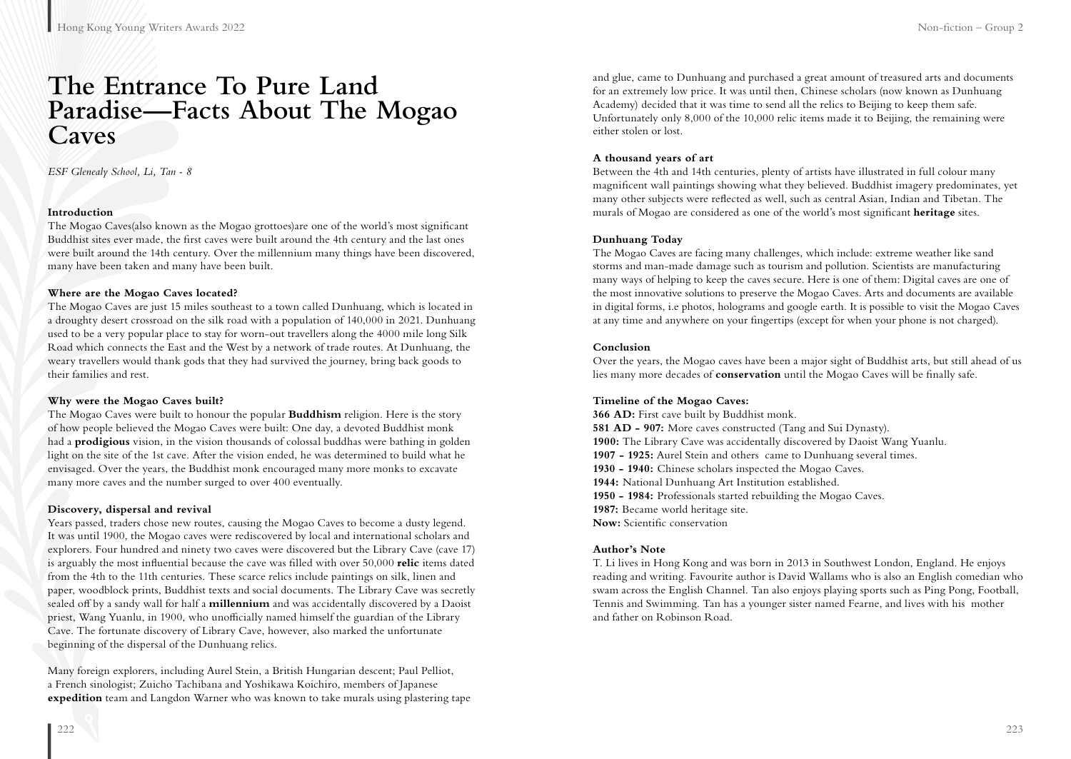# The Entrance To Pure Land Paradise—Facts About The Mogao Caves

*ESF Glenealy School, Li, Tan - 8*

**Introduction**

The Mogao Caves(also known as the Mogao grottoes)are one of the world's most significant Buddhist sites ever made, the first caves were built around the 4th century and the last ones were built around the 14th century. Over the millennium many things have been discovered, many have been taken and many have been built.

**Where are the Mogao Caves located?**

The Mogao Caves are just 15 miles southeast to a town called Dunhuang, which is located in a droughty desert crossroad on the silk road with a population of 140,000 in 2021. Dunhuang used to be a very popular place to stay for worn-out travellers along the 4000 mile long Silk Road which connects the East and the West by a network of trade routes. At Dunhuang, the weary travellers would thank gods that they had survived the journey, bring back goods to their families and rest.

**Why were the Mogao Caves built?**

The Mogao Caves were built to honour the popular **Buddhism** religion. Here is the story of how people believed the Mogao Caves were built: One day, a devoted Buddhist monk had a **prodigious** vision, in the vision thousands of colossal buddhas were bathing in golden light on the site of the 1st cave. After the vision ended, he was determined to build what he envisaged. Over the years, the Buddhist monk encouraged many more monks to excavate many more caves and the number surged to over 400 eventually.

**Discovery, dispersal and revival**

Years passed, traders chose new routes, causing the Mogao Caves to become a dusty legend. It was until 1900, the Mogao caves were rediscovered by local and international scholars and explorers. Four hundred and ninety two caves were discovered but the Library Cave (cave 17) is arguably the most influential because the cave was filled with over 50,000 **relic** items dated from the 4th to the 11th centuries. These scarce relics include paintings on silk, linen and paper, woodblock prints, Buddhist texts and social documents. The Library Cave was secretly sealed off by a sandy wall for half a **millennium** and was accidentally discovered by a Daoist priest, Wang Yuanlu, in 1900, who unofficially named himself the guardian of the Library Cave. The fortunate discovery of Library Cave, however, also marked the unfortunate beginning of the dispersal of the Dunhuang relics.

Many foreign explorers, including Aurel Stein, a British Hungarian descent; Paul Pelliot, a French sinologist; Zuicho Tachibana and Yoshikawa Koichiro, members of Japanese **expedition** team and Langdon Warner who was known to take murals using plastering tape and glue, came to Dunhuang and purchased a great amount of treasured arts and documents for an extremely low price. It was until then, Chinese scholars (now known as Dunhuang Academy) decided that it was time to send all the relics to Beijing to keep them safe. Unfortunately only 8,000 of the 10,000 relic items made it to Beijing, the remaining were either stolen or lost.

**A thousand years of art**

Between the 4th and 14th centuries, plenty of artists have illustrated in full colour many magnificent wall paintings showing what they believed. Buddhist imagery predominates, yet many other subjects were reflected as well, such as central Asian, Indian and Tibetan. The murals of Mogao are considered as one of the world's most significant **heritage** sites.

**Dunhuang Today**

The Mogao Caves are facing many challenges, which include: extreme weather like sand storms and man-made damage such as tourism and pollution. Scientists are manufacturing many ways of helping to keep the caves secure. Here is one of them: Digital caves are one of the most innovative solutions to preserve the Mogao Caves. Arts and documents are available in digital forms, i.e photos, holograms and google earth. It is possible to visit the Mogao Caves at any time and anywhere on your fingertips (except for when your phone is not charged).

**Conclusion**

Over the years, the Mogao caves have been a major sight of Buddhist arts, but still ahead of us lies many more decades of **conservation** until the Mogao Caves will be finally safe.

**Timeline of the Mogao Caves:**

**366 AD:** First cave built by Buddhist monk.
**581 AD - 907:** More caves constructed (Tang and Sui Dynasty).
**1900:** The Library Cave was accidentally discovered by Daoist Wang Yuanlu.
**1907 - 1925:** Aurel Stein and others came to Dunhuang several times.
**1930 - 1940:** Chinese scholars inspected the Mogao Caves.
**1944:** National Dunhuang Art Institution established.
**1950 - 1984:** Professionals started rebuilding the Mogao Caves.
**1987:** Became world heritage site.
**Now:** Scientific conservation

**Author's Note**

T. Li lives in Hong Kong and was born in 2013 in Southwest London, England. He enjoys reading and writing. Favourite author is David Wallams who is also an English comedian who swam across the English Channel. Tan also enjoys playing sports such as Ping Pong, Football, Tennis and Swimming. Tan has a younger sister named Fearne, and lives with his mother and father on Robinson Road.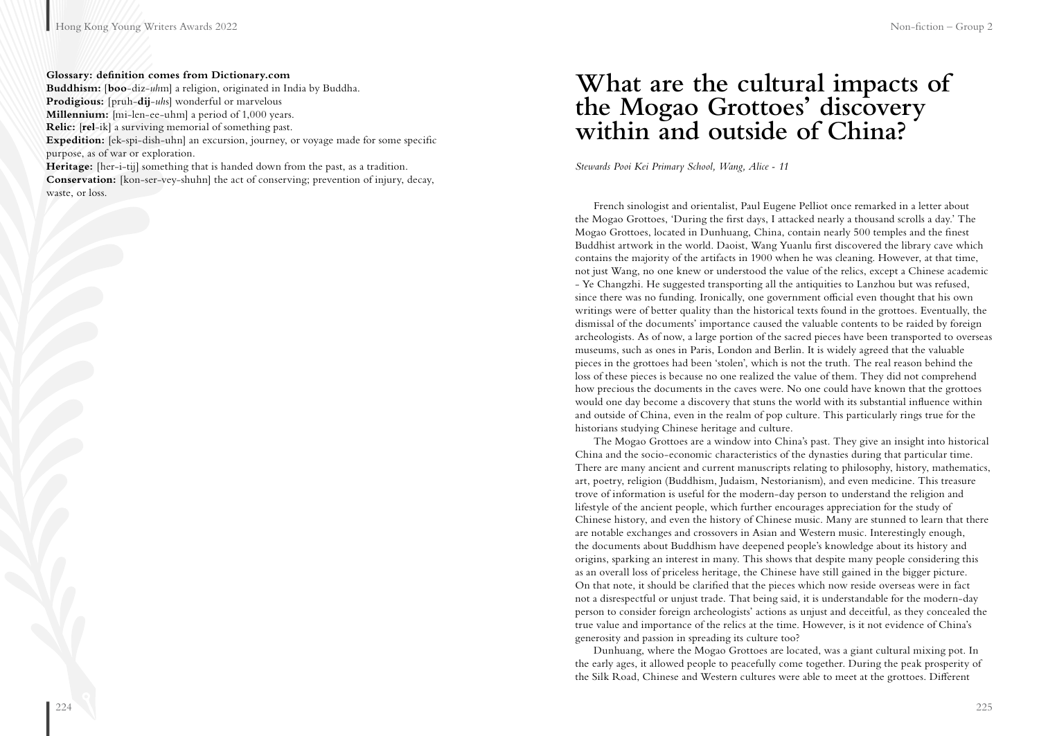**Glossary: definition comes from Dictionary.com**

**Buddhism:** [**boo**-diz-*uh*m] a religion, originated in India by Buddha.

**Prodigious:** [pruh-**dij**-*uhs*] wonderful or marvelous

**Millennium:** [mi-len-ee-uhm] a period of 1,000 years.

**Relic:** [**rel**-ik] a surviving memorial of something past.

**Expedition:** [ek-spi-dish-uhn] an excursion, journey, or voyage made for some specific purpose, as of war or exploration.

**Heritage:** [her-i-tij] something that is handed down from the past, as a tradition.

**Conservation:** [kon-ser-vey-shuhn] the act of conserving; prevention of injury, decay, waste, or loss.

# What are the cultural impacts of the Mogao Grottoes' discovery within and outside of China?

*Stewards Pooi Kei Primary School, Wang, Alice - 11*

French sinologist and orientalist, Paul Eugene Pelliot once remarked in a letter about the Mogao Grottoes, 'During the first days, I attacked nearly a thousand scrolls a day.' The Mogao Grottoes, located in Dunhuang, China, contain nearly 500 temples and the finest Buddhist artwork in the world. Daoist, Wang Yuanlu first discovered the library cave which contains the majority of the artifacts in 1900 when he was cleaning. However, at that time, not just Wang, no one knew or understood the value of the relics, except a Chinese academic - Ye Changzhi. He suggested transporting all the antiquities to Lanzhou but was refused, since there was no funding. Ironically, one government official even thought that his own writings were of better quality than the historical texts found in the grottoes. Eventually, the dismissal of the documents' importance caused the valuable contents to be raided by foreign archeologists. As of now, a large portion of the sacred pieces have been transported to overseas museums, such as ones in Paris, London and Berlin. It is widely agreed that the valuable pieces in the grottoes had been 'stolen', which is not the truth. The real reason behind the loss of these pieces is because no one realized the value of them. They did not comprehend how precious the documents in the caves were. No one could have known that the grottoes would one day become a discovery that stuns the world with its substantial influence within and outside of China, even in the realm of pop culture. This particularly rings true for the historians studying Chinese heritage and culture.

The Mogao Grottoes are a window into China's past. They give an insight into historical China and the socio-economic characteristics of the dynasties during that particular time. There are many ancient and current manuscripts relating to philosophy, history, mathematics, art, poetry, religion (Buddhism, Judaism, Nestorianism), and even medicine. This treasure trove of information is useful for the modern-day person to understand the religion and lifestyle of the ancient people, which further encourages appreciation for the study of Chinese history, and even the history of Chinese music. Many are stunned to learn that there are notable exchanges and crossovers in Asian and Western music. Interestingly enough, the documents about Buddhism have deepened people's knowledge about its history and origins, sparking an interest in many. This shows that despite many people considering this as an overall loss of priceless heritage, the Chinese have still gained in the bigger picture. On that note, it should be clarified that the pieces which now reside overseas were in fact not a disrespectful or unjust trade. That being said, it is understandable for the modern-day person to consider foreign archeologists' actions as unjust and deceitful, as they concealed the true value and importance of the relics at the time. However, is it not evidence of China's generosity and passion in spreading its culture too?

Dunhuang, where the Mogao Grottoes are located, was a giant cultural mixing pot. In the early ages, it allowed people to peacefully come together. During the peak prosperity of the Silk Road, Chinese and Western cultures were able to meet at the grottoes. Different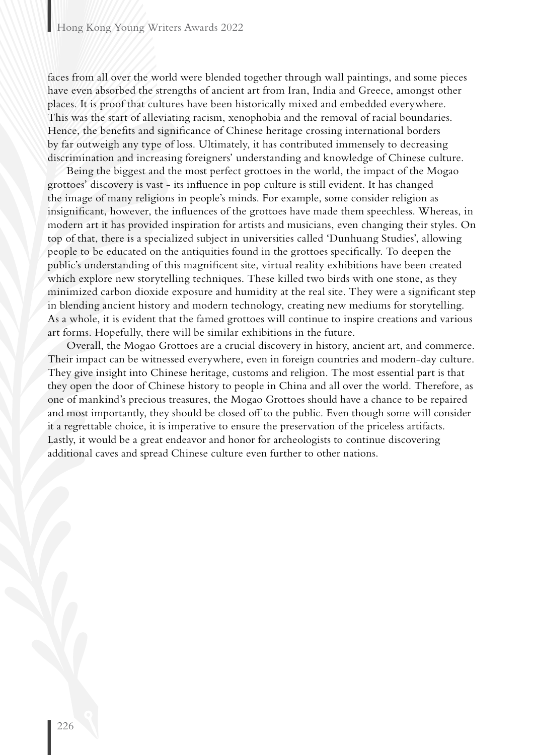faces from all over the world were blended together through wall paintings, and some pieces have even absorbed the strengths of ancient art from Iran, India and Greece, amongst other places. It is proof that cultures have been historically mixed and embedded everywhere. This was the start of alleviating racism, xenophobia and the removal of racial boundaries. Hence, the benefits and significance of Chinese heritage crossing international borders by far outweigh any type of loss. Ultimately, it has contributed immensely to decreasing discrimination and increasing foreigners' understanding and knowledge of Chinese culture.

Being the biggest and the most perfect grottoes in the world, the impact of the Mogao grottoes' discovery is vast - its influence in pop culture is still evident. It has changed the image of many religions in people's minds. For example, some consider religion as insignificant, however, the influences of the grottoes have made them speechless. Whereas, in modern art it has provided inspiration for artists and musicians, even changing their styles. On top of that, there is a specialized subject in universities called 'Dunhuang Studies', allowing people to be educated on the antiquities found in the grottoes specifically. To deepen the public's understanding of this magnificent site, virtual reality exhibitions have been created which explore new storytelling techniques. These killed two birds with one stone, as they minimized carbon dioxide exposure and humidity at the real site. They were a significant step in blending ancient history and modern technology, creating new mediums for storytelling. As a whole, it is evident that the famed grottoes will continue to inspire creations and various art forms. Hopefully, there will be similar exhibitions in the future.

Overall, the Mogao Grottoes are a crucial discovery in history, ancient art, and commerce. Their impact can be witnessed everywhere, even in foreign countries and modern-day culture. They give insight into Chinese heritage, customs and religion. The most essential part is that they open the door of Chinese history to people in China and all over the world. Therefore, as one of mankind's precious treasures, the Mogao Grottoes should have a chance to be repaired and most importantly, they should be closed off to the public. Even though some will consider it a regrettable choice, it is imperative to ensure the preservation of the priceless artifacts. Lastly, it would be a great endeavor and honor for archeologists to continue discovering additional caves and spread Chinese culture even further to other nations.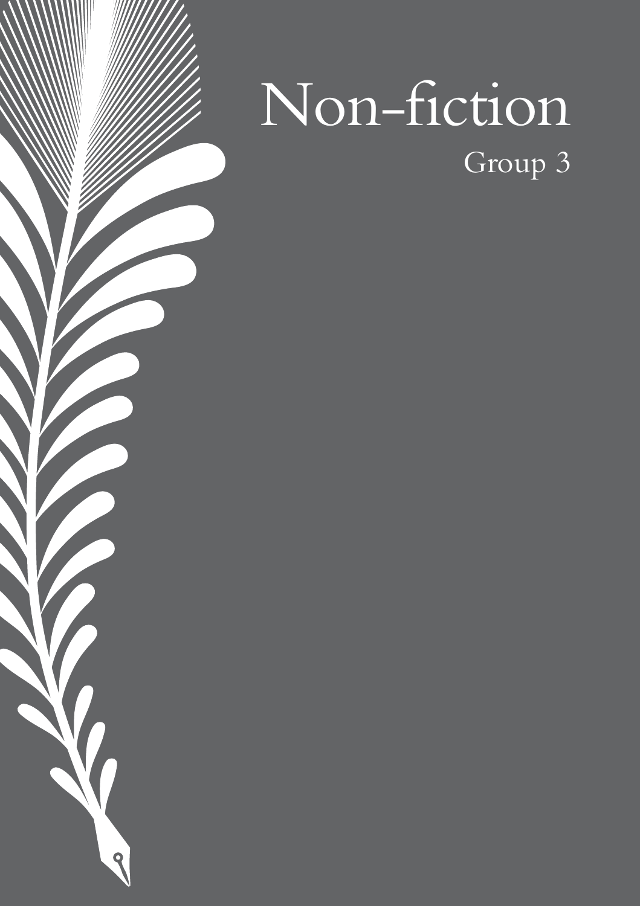# Non-fiction

Group 3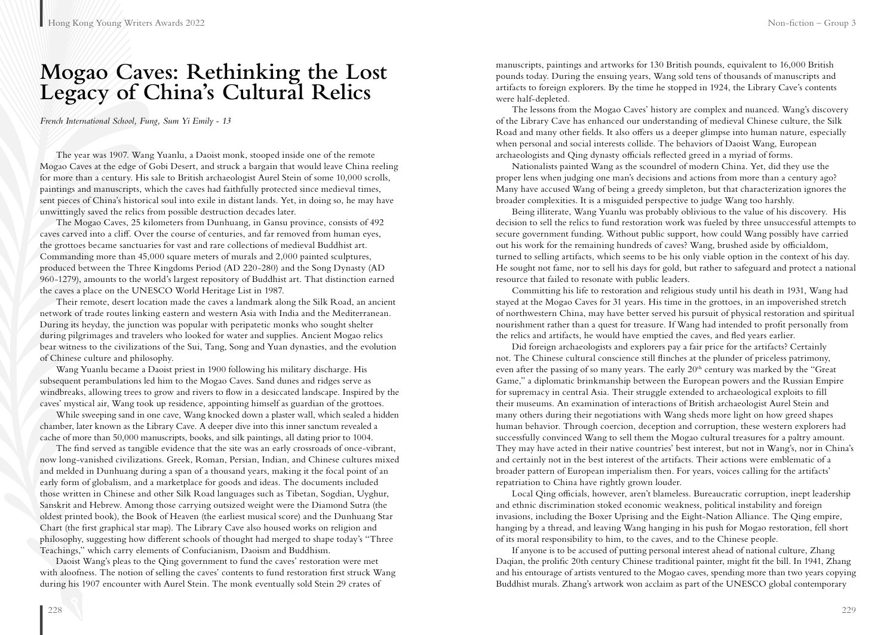# Mogao Caves: Rethinking the Lost Legacy of China's Cultural Relics

*French International School, Fung, Sum Yi Emily - 13*

The year was 1907. Wang Yuanlu, a Daoist monk, stooped inside one of the remote Mogao Caves at the edge of Gobi Desert, and struck a bargain that would leave China reeling for more than a century. His sale to British archaeologist Aurel Stein of some 10,000 scrolls, paintings and manuscripts, which the caves had faithfully protected since medieval times, sent pieces of China's historical soul into exile in distant lands. Yet, in doing so, he may have unwittingly saved the relics from possible destruction decades later.

The Mogao Caves, 25 kilometers from Dunhuang, in Gansu province, consists of 492 caves carved into a cliff. Over the course of centuries, and far removed from human eyes, the grottoes became sanctuaries for vast and rare collections of medieval Buddhist art. Commanding more than 45,000 square meters of murals and 2,000 painted sculptures, produced between the Three Kingdoms Period (AD 220-280) and the Song Dynasty (AD 960-1279), amounts to the world's largest repository of Buddhist art. That distinction earned the caves a place on the UNESCO World Heritage List in 1987.

Their remote, desert location made the caves a landmark along the Silk Road, an ancient network of trade routes linking eastern and western Asia with India and the Mediterranean. During its heyday, the junction was popular with peripatetic monks who sought shelter during pilgrimages and travelers who looked for water and supplies. Ancient Mogao relics bear witness to the civilizations of the Sui, Tang, Song and Yuan dynasties, and the evolution of Chinese culture and philosophy.

Wang Yuanlu became a Daoist priest in 1900 following his military discharge. His subsequent perambulations led him to the Mogao Caves. Sand dunes and ridges serve as windbreaks, allowing trees to grow and rivers to flow in a desiccated landscape. Inspired by the caves' mystical air, Wang took up residence, appointing himself as guardian of the grottoes.

While sweeping sand in one cave, Wang knocked down a plaster wall, which sealed a hidden chamber, later known as the Library Cave. A deeper dive into this inner sanctum revealed a cache of more than 50,000 manuscripts, books, and silk paintings, all dating prior to 1004.

The find served as tangible evidence that the site was an early crossroads of once-vibrant, now long-vanished civilizations. Greek, Roman, Persian, Indian, and Chinese cultures mixed and melded in Dunhuang during a span of a thousand years, making it the focal point of an early form of globalism, and a marketplace for goods and ideas. The documents included those written in Chinese and other Silk Road languages such as Tibetan, Sogdian, Uyghur, Sanskrit and Hebrew. Among those carrying outsized weight were the Diamond Sutra (the oldest printed book), the Book of Heaven (the earliest musical score) and the Dunhuang Star Chart (the first graphical star map). The Library Cave also housed works on religion and philosophy, suggesting how different schools of thought had merged to shape today's "Three Teachings," which carry elements of Confucianism, Daoism and Buddhism.

Daoist Wang's pleas to the Qing government to fund the caves' restoration were met with aloofness. The notion of selling the caves' contents to fund restoration first struck Wang during his 1907 encounter with Aurel Stein. The monk eventually sold Stein 29 crates of manuscripts, paintings and artworks for 130 British pounds, equivalent to 16,000 British pounds today. During the ensuing years, Wang sold tens of thousands of manuscripts and artifacts to foreign explorers. By the time he stopped in 1924, the Library Cave's contents were half-depleted.

The lessons from the Mogao Caves' history are complex and nuanced. Wang's discovery of the Library Cave has enhanced our understanding of medieval Chinese culture, the Silk Road and many other fields. It also offers us a deeper glimpse into human nature, especially when personal and social interests collide. The behaviors of Daoist Wang, European archaeologists and Qing dynasty officials reflected greed in a myriad of forms.

Nationalists painted Wang as the scoundrel of modern China. Yet, did they use the proper lens when judging one man's decisions and actions from more than a century ago? Many have accused Wang of being a greedy simpleton, but that characterization ignores the broader complexities. It is a misguided perspective to judge Wang too harshly.

Being illiterate, Wang Yuanlu was probably oblivious to the value of his discovery. His decision to sell the relics to fund restoration work was fueled by three unsuccessful attempts to secure government funding. Without public support, how could Wang possibly have carried out his work for the remaining hundreds of caves? Wang, brushed aside by officialdom, turned to selling artifacts, which seems to be his only viable option in the context of his day. He sought not fame, nor to sell his days for gold, but rather to safeguard and protect a national resource that failed to resonate with public leaders.

Committing his life to restoration and religious study until his death in 1931, Wang had stayed at the Mogao Caves for 31 years. His time in the grottoes, in an impoverished stretch of northwestern China, may have better served his pursuit of physical restoration and spiritual nourishment rather than a quest for treasure. If Wang had intended to profit personally from the relics and artifacts, he would have emptied the caves, and fled years earlier.

Did foreign archaeologists and explorers pay a fair price for the artifacts? Certainly not. The Chinese cultural conscience still flinches at the plunder of priceless patrimony, even after the passing of so many years. The early 20th century was marked by the "Great Game," a diplomatic brinkmanship between the European powers and the Russian Empire for supremacy in central Asia. Their struggle extended to archaeological exploits to fill their museums. An examination of interactions of British archaeologist Aurel Stein and many others during their negotiations with Wang sheds more light on how greed shapes human behavior. Through coercion, deception and corruption, these western explorers had successfully convinced Wang to sell them the Mogao cultural treasures for a paltry amount. They may have acted in their native countries' best interest, but not in Wang's, nor in China's and certainly not in the best interest of the artifacts. Their actions were emblematic of a broader pattern of European imperialism then. For years, voices calling for the artifacts' repatriation to China have rightly grown louder.

Local Qing officials, however, aren't blameless. Bureaucratic corruption, inept leadership and ethnic discrimination stoked economic weakness, political instability and foreign invasions, including the Boxer Uprising and the Eight-Nation Alliance. The Qing empire, hanging by a thread, and leaving Wang hanging in his push for Mogao restoration, fell short of its moral responsibility to him, to the caves, and to the Chinese people.

If anyone is to be accused of putting personal interest ahead of national culture, Zhang Daqian, the prolific 20th century Chinese traditional painter, might fit the bill. In 1941, Zhang and his entourage of artists ventured to the Mogao caves, spending more than two years copying Buddhist murals. Zhang's artwork won acclaim as part of the UNESCO global contemporary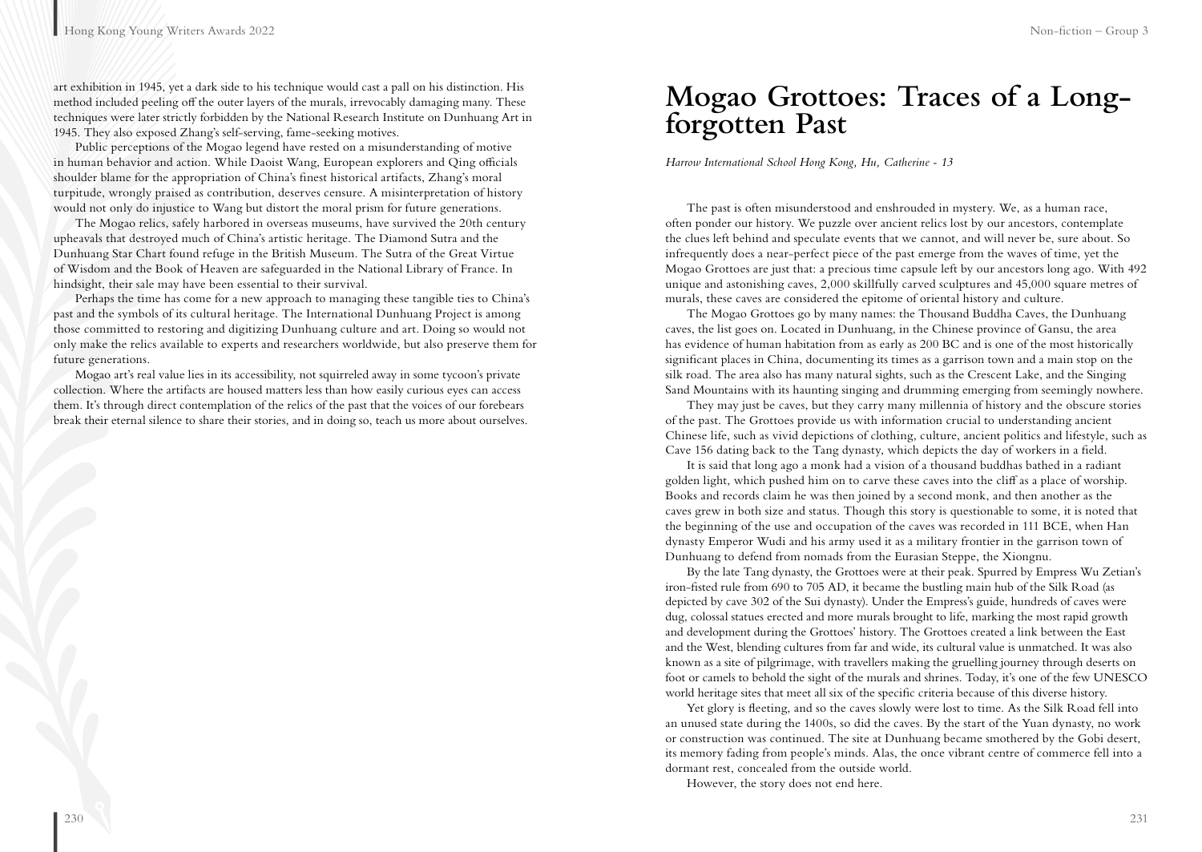art exhibition in 1945, yet a dark side to his technique would cast a pall on his distinction. His method included peeling off the outer layers of the murals, irrevocably damaging many. These techniques were later strictly forbidden by the National Research Institute on Dunhuang Art in 1945. They also exposed Zhang's self-serving, fame-seeking motives.

Public perceptions of the Mogao legend have rested on a misunderstanding of motive in human behavior and action. While Daoist Wang, European explorers and Qing officials shoulder blame for the appropriation of China's finest historical artifacts, Zhang's moral turpitude, wrongly praised as contribution, deserves censure. A misinterpretation of history would not only do injustice to Wang but distort the moral prism for future generations.

The Mogao relics, safely harbored in overseas museums, have survived the 20th century upheavals that destroyed much of China's artistic heritage. The Diamond Sutra and the Dunhuang Star Chart found refuge in the British Museum. The Sutra of the Great Virtue of Wisdom and the Book of Heaven are safeguarded in the National Library of France. In hindsight, their sale may have been essential to their survival.

Perhaps the time has come for a new approach to managing these tangible ties to China's past and the symbols of its cultural heritage. The International Dunhuang Project is among those committed to restoring and digitizing Dunhuang culture and art. Doing so would not only make the relics available to experts and researchers worldwide, but also preserve them for future generations.

Mogao art's real value lies in its accessibility, not squirreled away in some tycoon's private collection. Where the artifacts are housed matters less than how easily curious eyes can access them. It's through direct contemplation of the relics of the past that the voices of our forebears break their eternal silence to share their stories, and in doing so, teach us more about ourselves.

# Mogao Grottoes: Traces of a Long-forgotten Past

*Harrow International School Hong Kong, Hu, Catherine - 13*

The past is often misunderstood and enshrouded in mystery. We, as a human race, often ponder our history. We puzzle over ancient relics lost by our ancestors, contemplate the clues left behind and speculate events that we cannot, and will never be, sure about. So infrequently does a near-perfect piece of the past emerge from the waves of time, yet the Mogao Grottoes are just that: a precious time capsule left by our ancestors long ago. With 492 unique and astonishing caves, 2,000 skillfully carved sculptures and 45,000 square metres of murals, these caves are considered the epitome of oriental history and culture.

The Mogao Grottoes go by many names: the Thousand Buddha Caves, the Dunhuang caves, the list goes on. Located in Dunhuang, in the Chinese province of Gansu, the area has evidence of human habitation from as early as 200 BC and is one of the most historically significant places in China, documenting its times as a garrison town and a main stop on the silk road. The area also has many natural sights, such as the Crescent Lake, and the Singing Sand Mountains with its haunting singing and drumming emerging from seemingly nowhere.

They may just be caves, but they carry many millennia of history and the obscure stories of the past. The Grottoes provide us with information crucial to understanding ancient Chinese life, such as vivid depictions of clothing, culture, ancient politics and lifestyle, such as Cave 156 dating back to the Tang dynasty, which depicts the day of workers in a field.

It is said that long ago a monk had a vision of a thousand buddhas bathed in a radiant golden light, which pushed him on to carve these caves into the cliff as a place of worship. Books and records claim he was then joined by a second monk, and then another as the caves grew in both size and status. Though this story is questionable to some, it is noted that the beginning of the use and occupation of the caves was recorded in 111 BCE, when Han dynasty Emperor Wudi and his army used it as a military frontier in the garrison town of Dunhuang to defend from nomads from the Eurasian Steppe, the Xiongnu.

By the late Tang dynasty, the Grottoes were at their peak. Spurred by Empress Wu Zetian's iron-fisted rule from 690 to 705 AD, it became the bustling main hub of the Silk Road (as depicted by cave 302 of the Sui dynasty). Under the Empress's guide, hundreds of caves were dug, colossal statues erected and more murals brought to life, marking the most rapid growth and development during the Grottoes' history. The Grottoes created a link between the East and the West, blending cultures from far and wide, its cultural value is unmatched. It was also known as a site of pilgrimage, with travellers making the gruelling journey through deserts on foot or camels to behold the sight of the murals and shrines. Today, it's one of the few UNESCO world heritage sites that meet all six of the specific criteria because of this diverse history.

Yet glory is fleeting, and so the caves slowly were lost to time. As the Silk Road fell into an unused state during the 1400s, so did the caves. By the start of the Yuan dynasty, no work or construction was continued. The site at Dunhuang became smothered by the Gobi desert, its memory fading from people's minds. Alas, the once vibrant centre of commerce fell into a dormant rest, concealed from the outside world.

However, the story does not end here.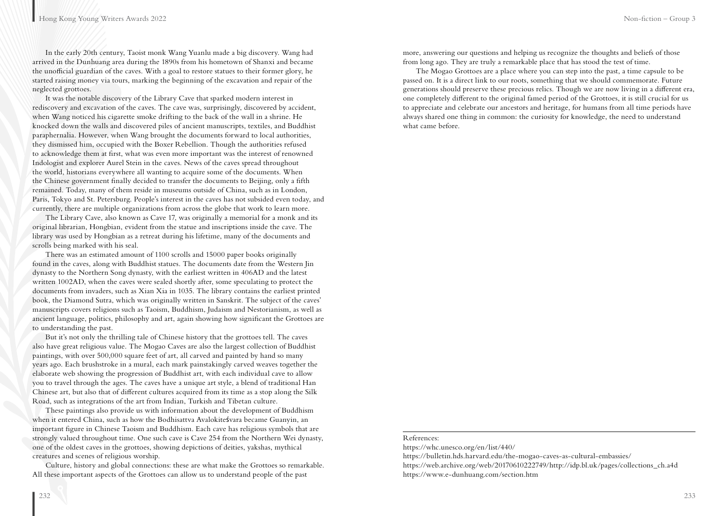In the early 20th century, Taoist monk Wang Yuanlu made a big discovery. Wang had arrived in the Dunhuang area during the 1890s from his hometown of Shanxi and became the unofficial guardian of the caves. With a goal to restore statues to their former glory, he started raising money via tours, marking the beginning of the excavation and repair of the neglected grottoes.

It was the notable discovery of the Library Cave that sparked modern interest in rediscovery and excavation of the caves. The cave was, surprisingly, discovered by accident, when Wang noticed his cigarette smoke drifting to the back of the wall in a shrine. He knocked down the walls and discovered piles of ancient manuscripts, textiles, and Buddhist paraphernalia. However, when Wang brought the documents forward to local authorities, they dismissed him, occupied with the Boxer Rebellion. Though the authorities refused to acknowledge them at first, what was even more important was the interest of renowned Indologist and explorer Aurel Stein in the caves. News of the caves spread throughout the world, historians everywhere all wanting to acquire some of the documents. When the Chinese government finally decided to transfer the documents to Beijing, only a fifth remained. Today, many of them reside in museums outside of China, such as in London, Paris, Tokyo and St. Petersburg. People's interest in the caves has not subsided even today, and currently, there are multiple organizations from across the globe that work to learn more.

The Library Cave, also known as Cave 17, was originally a memorial for a monk and its original librarian, Hongbian, evident from the statue and inscriptions inside the cave. The library was used by Hongbian as a retreat during his lifetime, many of the documents and scrolls being marked with his seal.

There was an estimated amount of 1100 scrolls and 15000 paper books originally found in the caves, along with Buddhist statues. The documents date from the Western Jin dynasty to the Northern Song dynasty, with the earliest written in 406AD and the latest written 1002AD, when the caves were sealed shortly after, some speculating to protect the documents from invaders, such as Xian Xia in 1035. The library contains the earliest printed book, the Diamond Sutra, which was originally written in Sanskrit. The subject of the caves' manuscripts covers religions such as Taoism, Buddhism, Judaism and Nestorianism, as well as ancient language, politics, philosophy and art, again showing how significant the Grottoes are to understanding the past.

But it's not only the thrilling tale of Chinese history that the grottoes tell. The caves also have great religious value. The Mogao Caves are also the largest collection of Buddhist paintings, with over 500,000 square feet of art, all carved and painted by hand so many years ago. Each brushstroke in a mural, each mark painstakingly carved weaves together the elaborate web showing the progression of Buddhist art, with each individual cave to allow you to travel through the ages. The caves have a unique art style, a blend of traditional Han Chinese art, but also that of different cultures acquired from its time as a stop along the Silk Road, such as integrations of the art from Indian, Turkish and Tibetan culture.

These paintings also provide us with information about the development of Buddhism when it entered China, such as how the Bodhisattva Avalokiteśvara became Guanyin, an important figure in Chinese Taoism and Buddhism. Each cave has religious symbols that are strongly valued throughout time. One such cave is Cave 254 from the Northern Wei dynasty, one of the oldest caves in the grottoes, showing depictions of deities, yakshas, mythical creatures and scenes of religious worship.

Culture, history and global connections: these are what make the Grottoes so remarkable. All these important aspects of the Grottoes can allow us to understand people of the past more, answering our questions and helping us recognize the thoughts and beliefs of those from long ago. They are truly a remarkable place that has stood the test of time.

The Mogao Grottoes are a place where you can step into the past, a time capsule to be passed on. It is a direct link to our roots, something that we should commemorate. Future generations should preserve these precious relics. Though we are now living in a different era, one completely different to the original famed period of the Grottoes, it is still crucial for us to appreciate and celebrate our ancestors and heritage, for humans from all time periods have always shared one thing in common: the curiosity for knowledge, the need to understand what came before.

References:

https://whc.unesco.org/en/list/440/

https://bulletin.hds.harvard.edu/the-mogao-caves-as-cultural-embassies/

https://web.archive.org/web/20170610222749/http://idp.bl.uk/pages/collections_ch.a4d

https://www.e-dunhuang.com/section.htm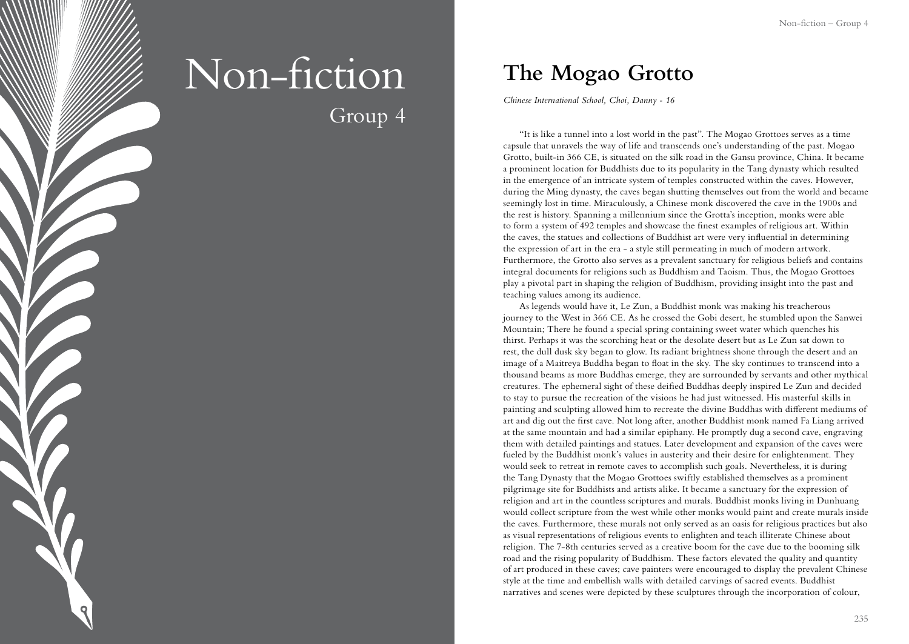# Non-fiction

## Group 4

## The Mogao Grotto

*Chinese International School, Choi, Danny - 16*

"It is like a tunnel into a lost world in the past". The Mogao Grottoes serves as a time capsule that unravels the way of life and transcends one's understanding of the past. Mogao Grotto, built-in 366 CE, is situated on the silk road in the Gansu province, China. It became a prominent location for Buddhists due to its popularity in the Tang dynasty which resulted in the emergence of an intricate system of temples constructed within the caves. However, during the Ming dynasty, the caves began shutting themselves out from the world and became seemingly lost in time. Miraculously, a Chinese monk discovered the cave in the 1900s and the rest is history. Spanning a millennium since the Grotta's inception, monks were able to form a system of 492 temples and showcase the finest examples of religious art. Within the caves, the statues and collections of Buddhist art were very influential in determining the expression of art in the era - a style still permeating in much of modern artwork. Furthermore, the Grotto also serves as a prevalent sanctuary for religious beliefs and contains integral documents for religions such as Buddhism and Taoism. Thus, the Mogao Grottoes play a pivotal part in shaping the religion of Buddhism, providing insight into the past and teaching values among its audience.

As legends would have it, Le Zun, a Buddhist monk was making his treacherous journey to the West in 366 CE. As he crossed the Gobi desert, he stumbled upon the Sanwei Mountain; There he found a special spring containing sweet water which quenches his thirst. Perhaps it was the scorching heat or the desolate desert but as Le Zun sat down to rest, the dull dusk sky began to glow. Its radiant brightness shone through the desert and an image of a Maitreya Buddha began to float in the sky. The sky continues to transcend into a thousand beams as more Buddhas emerge, they are surrounded by servants and other mythical creatures. The ephemeral sight of these deified Buddhas deeply inspired Le Zun and decided to stay to pursue the recreation of the visions he had just witnessed. His masterful skills in painting and sculpting allowed him to recreate the divine Buddhas with different mediums of art and dig out the first cave. Not long after, another Buddhist monk named Fa Liang arrived at the same mountain and had a similar epiphany. He promptly dug a second cave, engraving them with detailed paintings and statues. Later development and expansion of the caves were fueled by the Buddhist monk's values in austerity and their desire for enlightenment. They would seek to retreat in remote caves to accomplish such goals. Nevertheless, it is during the Tang Dynasty that the Mogao Grottoes swiftly established themselves as a prominent pilgrimage site for Buddhists and artists alike. It became a sanctuary for the expression of religion and art in the countless scriptures and murals. Buddhist monks living in Dunhuang would collect scripture from the west while other monks would paint and create murals inside the caves. Furthermore, these murals not only served as an oasis for religious practices but also as visual representations of religious events to enlighten and teach illiterate Chinese about religion. The 7-8th centuries served as a creative boom for the cave due to the booming silk road and the rising popularity of Buddhism. These factors elevated the quality and quantity of art produced in these caves; cave painters were encouraged to display the prevalent Chinese style at the time and embellish walls with detailed carvings of sacred events. Buddhist narratives and scenes were depicted by these sculptures through the incorporation of colour,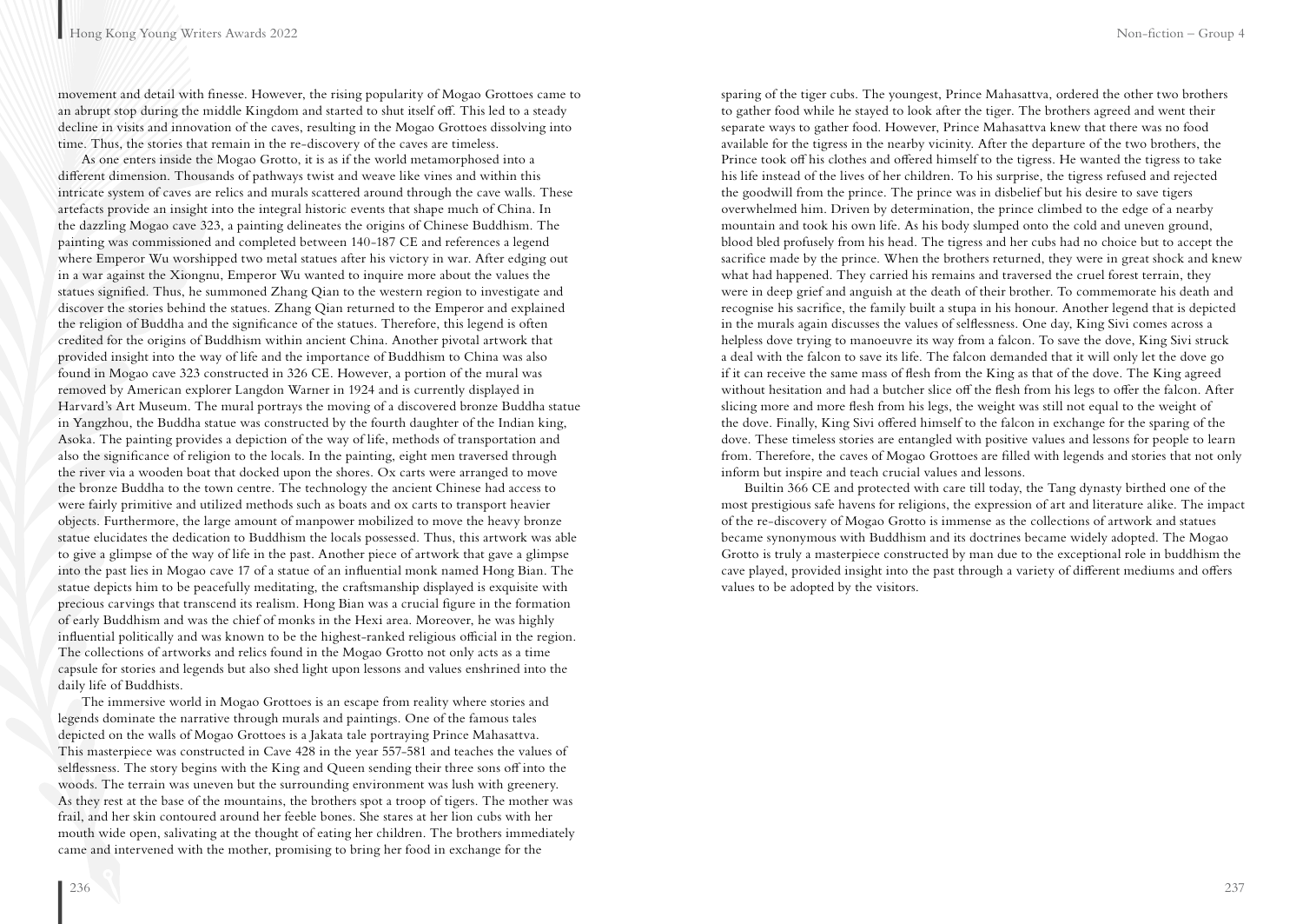movement and detail with finesse. However, the rising popularity of Mogao Grottoes came to an abrupt stop during the middle Kingdom and started to shut itself off. This led to a steady decline in visits and innovation of the caves, resulting in the Mogao Grottoes dissolving into time. Thus, the stories that remain in the re-discovery of the caves are timeless.

As one enters inside the Mogao Grotto, it is as if the world metamorphosed into a different dimension. Thousands of pathways twist and weave like vines and within this intricate system of caves are relics and murals scattered around through the cave walls. These artefacts provide an insight into the integral historic events that shape much of China. In the dazzling Mogao cave 323, a painting delineates the origins of Chinese Buddhism. The painting was commissioned and completed between 140-187 CE and references a legend where Emperor Wu worshipped two metal statues after his victory in war. After edging out in a war against the Xiongnu, Emperor Wu wanted to inquire more about the values the statues signified. Thus, he summoned Zhang Qian to the western region to investigate and discover the stories behind the statues. Zhang Qian returned to the Emperor and explained the religion of Buddha and the significance of the statues. Therefore, this legend is often credited for the origins of Buddhism within ancient China. Another pivotal artwork that provided insight into the way of life and the importance of Buddhism to China was also found in Mogao cave 323 constructed in 326 CE. However, a portion of the mural was removed by American explorer Langdon Warner in 1924 and is currently displayed in Harvard's Art Museum. The mural portrays the moving of a discovered bronze Buddha statue in Yangzhou, the Buddha statue was constructed by the fourth daughter of the Indian king, Asoka. The painting provides a depiction of the way of life, methods of transportation and also the significance of religion to the locals. In the painting, eight men traversed through the river via a wooden boat that docked upon the shores. Ox carts were arranged to move the bronze Buddha to the town centre. The technology the ancient Chinese had access to were fairly primitive and utilized methods such as boats and ox carts to transport heavier objects. Furthermore, the large amount of manpower mobilized to move the heavy bronze statue elucidates the dedication to Buddhism the locals possessed. Thus, this artwork was able to give a glimpse of the way of life in the past. Another piece of artwork that gave a glimpse into the past lies in Mogao cave 17 of a statue of an influential monk named Hong Bian. The statue depicts him to be peacefully meditating, the craftsmanship displayed is exquisite with precious carvings that transcend its realism. Hong Bian was a crucial figure in the formation of early Buddhism and was the chief of monks in the Hexi area. Moreover, he was highly influential politically and was known to be the highest-ranked religious official in the region. The collections of artworks and relics found in the Mogao Grotto not only acts as a time capsule for stories and legends but also shed light upon lessons and values enshrined into the daily life of Buddhists.

The immersive world in Mogao Grottoes is an escape from reality where stories and legends dominate the narrative through murals and paintings. One of the famous tales depicted on the walls of Mogao Grottoes is a Jakata tale portraying Prince Mahasattva. This masterpiece was constructed in Cave 428 in the year 557-581 and teaches the values of selflessness. The story begins with the King and Queen sending their three sons off into the woods. The terrain was uneven but the surrounding environment was lush with greenery. As they rest at the base of the mountains, the brothers spot a troop of tigers. The mother was frail, and her skin contoured around her feeble bones. She stares at her lion cubs with her mouth wide open, salivating at the thought of eating her children. The brothers immediately came and intervened with the mother, promising to bring her food in exchange for the sparing of the tiger cubs. The youngest, Prince Mahasattva, ordered the other two brothers to gather food while he stayed to look after the tiger. The brothers agreed and went their separate ways to gather food. However, Prince Mahasattva knew that there was no food available for the tigress in the nearby vicinity. After the departure of the two brothers, the Prince took off his clothes and offered himself to the tigress. He wanted the tigress to take his life instead of the lives of her children. To his surprise, the tigress refused and rejected the goodwill from the prince. The prince was in disbelief but his desire to save tigers overwhelmed him. Driven by determination, the prince climbed to the edge of a nearby mountain and took his own life. As his body slumped onto the cold and uneven ground, blood bled profusely from his head. The tigress and her cubs had no choice but to accept the sacrifice made by the prince. When the brothers returned, they were in great shock and knew what had happened. They carried his remains and traversed the cruel forest terrain, they were in deep grief and anguish at the death of their brother. To commemorate his death and recognise his sacrifice, the family built a stupa in his honour. Another legend that is depicted in the murals again discusses the values of selflessness. One day, King Sivi comes across a helpless dove trying to manoeuvre its way from a falcon. To save the dove, King Sivi struck a deal with the falcon to save its life. The falcon demanded that it will only let the dove go if it can receive the same mass of flesh from the King as that of the dove. The King agreed without hesitation and had a butcher slice off the flesh from his legs to offer the falcon. After slicing more and more flesh from his legs, the weight was still not equal to the weight of the dove. Finally, King Sivi offered himself to the falcon in exchange for the sparing of the dove. These timeless stories are entangled with positive values and lessons for people to learn from. Therefore, the caves of Mogao Grottoes are filled with legends and stories that not only inform but inspire and teach crucial values and lessons.

Builtin 366 CE and protected with care till today, the Tang dynasty birthed one of the most prestigious safe havens for religions, the expression of art and literature alike. The impact of the re-discovery of Mogao Grotto is immense as the collections of artwork and statues became synonymous with Buddhism and its doctrines became widely adopted. The Mogao Grotto is truly a masterpiece constructed by man due to the exceptional role in buddhism the cave played, provided insight into the past through a variety of different mediums and offers values to be adopted by the visitors.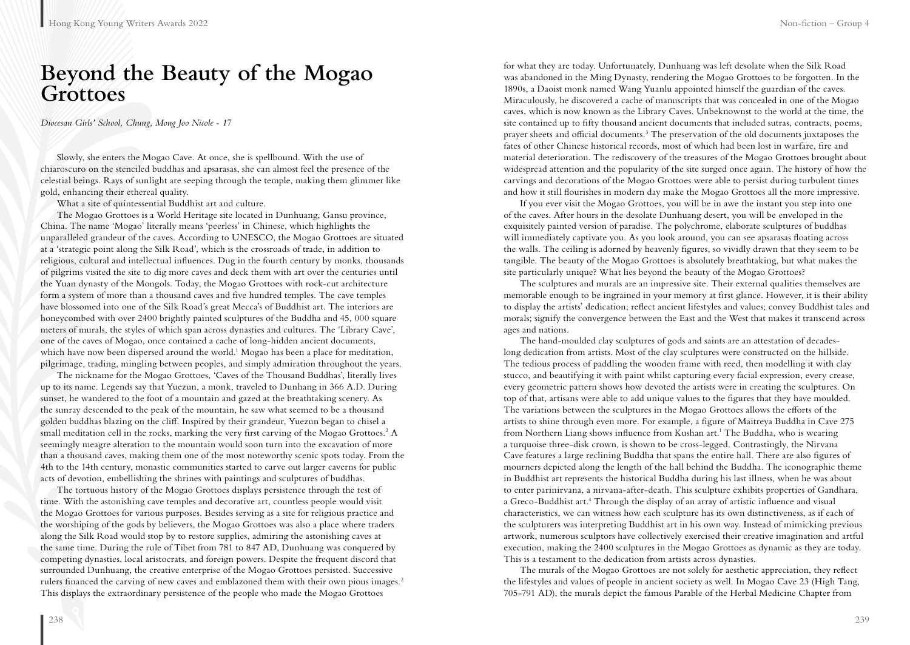# Beyond the Beauty of the Mogao Grottoes

*Diocesan Girls' School, Chung, Mong Joo Nicole - 17*

Slowly, she enters the Mogao Cave. At once, she is spellbound. With the use of chiaroscuro on the stenciled buddhas and apsarasas, she can almost feel the presence of the celestial beings. Rays of sunlight are seeping through the temple, making them glimmer like gold, enhancing their ethereal quality.

What a site of quintessential Buddhist art and culture.

The Mogao Grottoes is a World Heritage site located in Dunhuang, Gansu province, China. The name 'Mogao' literally means 'peerless' in Chinese, which highlights the unparalleled grandeur of the caves. According to UNESCO, the Mogao Grottoes are situated at a 'strategic point along the Silk Road', which is the crossroads of trade, in addition to religious, cultural and intellectual influences. Dug in the fourth century by monks, thousands of pilgrims visited the site to dig more caves and deck them with art over the centuries until the Yuan dynasty of the Mongols. Today, the Mogao Grottoes with rock-cut architecture form a system of more than a thousand caves and five hundred temples. The cave temples have blossomed into one of the Silk Road's great Mecca's of Buddhist art. The interiors are honeycombed with over 2400 brightly painted sculptures of the Buddha and 45, 000 square meters of murals, the styles of which span across dynasties and cultures. The 'Library Cave', one of the caves of Mogao, once contained a cache of long-hidden ancient documents, which have now been dispersed around the world.[1] Mogao has been a place for meditation, pilgrimage, trading, mingling between peoples, and simply admiration throughout the years.

The nickname for the Mogao Grottoes, 'Caves of the Thousand Buddhas', literally lives up to its name. Legends say that Yuezun, a monk, traveled to Dunhang in 366 A.D. During sunset, he wandered to the foot of a mountain and gazed at the breathtaking scenery. As the sunray descended to the peak of the mountain, he saw what seemed to be a thousand golden buddhas blazing on the cliff. Inspired by their grandeur, Yuezun began to chisel a small meditation cell in the rocks, marking the very first carving of the Mogao Grottoes.[2] A seemingly meagre alteration to the mountain would soon turn into the excavation of more than a thousand caves, making them one of the most noteworthy scenic spots today. From the 4th to the 14th century, monastic communities started to carve out larger caverns for public acts of devotion, embellishing the shrines with paintings and sculptures of buddhas.

The tortuous history of the Mogao Grottoes displays persistence through the test of time. With the astonishing cave temples and decorative art, countless people would visit the Mogao Grottoes for various purposes. Besides serving as a site for religious practice and the worshiping of the gods by believers, the Mogao Grottoes was also a place where traders along the Silk Road would stop by to restore supplies, admiring the astonishing caves at the same time. During the rule of Tibet from 781 to 847 AD, Dunhuang was conquered by competing dynasties, local aristocrats, and foreign powers. Despite the frequent discord that surrounded Dunhuang, the creative enterprise of the Mogao Grottoes persisted. Successive rulers financed the carving of new caves and emblazoned them with their own pious images.[2] This displays the extraordinary persistence of the people who made the Mogao Grottoes for what they are today. Unfortunately, Dunhuang was left desolate when the Silk Road was abandoned in the Ming Dynasty, rendering the Mogao Grottoes to be forgotten. In the 1890s, a Daoist monk named Wang Yuanlu appointed himself the guardian of the caves. Miraculously, he discovered a cache of manuscripts that was concealed in one of the Mogao caves, which is now known as the Library Caves. Unbeknownst to the world at the time, the site contained up to fifty thousand ancient documents that included sutras, contracts, poems, prayer sheets and official documents.[3] The preservation of the old documents juxtaposes the fates of other Chinese historical records, most of which had been lost in warfare, fire and material deterioration. The rediscovery of the treasures of the Mogao Grottoes brought about widespread attention and the popularity of the site surged once again. The history of how the carvings and decorations of the Mogao Grottoes were able to persist during turbulent times and how it still flourishes in modern day make the Mogao Grottoes all the more impressive.

If you ever visit the Mogao Grottoes, you will be in awe the instant you step into one of the caves. After hours in the desolate Dunhuang desert, you will be enveloped in the exquisitely painted version of paradise. The polychrome, elaborate sculptures of buddhas will immediately captivate you. As you look around, you can see apsarasas floating across the walls. The ceiling is adorned by heavenly figures, so vividly drawn that they seem to be tangible. The beauty of the Mogao Grottoes is absolutely breathtaking, but what makes the site particularly unique? What lies beyond the beauty of the Mogao Grottoes?

The sculptures and murals are an impressive site. Their external qualities themselves are memorable enough to be ingrained in your memory at first glance. However, it is their ability to display the artists' dedication; reflect ancient lifestyles and values; convey Buddhist tales and morals; signify the convergence between the East and the West that makes it transcend across ages and nations.

The hand-moulded clay sculptures of gods and saints are an attestation of decades-long dedication from artists. Most of the clay sculptures were constructed on the hillside. The tedious process of paddling the wooden frame with reed, then modelling it with clay stucco, and beautifying it with paint whilst capturing every facial expression, every crease, every geometric pattern shows how devoted the artists were in creating the sculptures. On top of that, artisans were able to add unique values to the figures that they have moulded. The variations between the sculptures in the Mogao Grottoes allows the efforts of the artists to shine through even more. For example, a figure of Maitreya Buddha in Cave 275 from Northern Liang shows influence from Kushan art.[1] The Buddha, who is wearing a turquoise three-disk crown, is shown to be cross-legged. Contrastingly, the Nirvana Cave features a large reclining Buddha that spans the entire hall. There are also figures of mourners depicted along the length of the hall behind the Buddha. The iconographic theme in Buddhist art represents the historical Buddha during his last illness, when he was about to enter parinirvana, a nirvana-after-death. This sculpture exhibits properties of Gandhara, a Greco-Buddhist art.[4] Through the display of an array of artistic influence and visual characteristics, we can witness how each sculpture has its own distinctiveness, as if each of the sculpturers was interpreting Buddhist art in his own way. Instead of mimicking previous artwork, numerous sculptors have collectively exercised their creative imagination and artful execution, making the 2400 sculptures in the Mogao Grottoes as dynamic as they are today. This is a testament to the dedication from artists across dynasties.

The murals of the Mogao Grottoes are not solely for aesthetic appreciation, they reflect the lifestyles and values of people in ancient society as well. In Mogao Cave 23 (High Tang, 705-791 AD), the murals depict the famous Parable of the Herbal Medicine Chapter from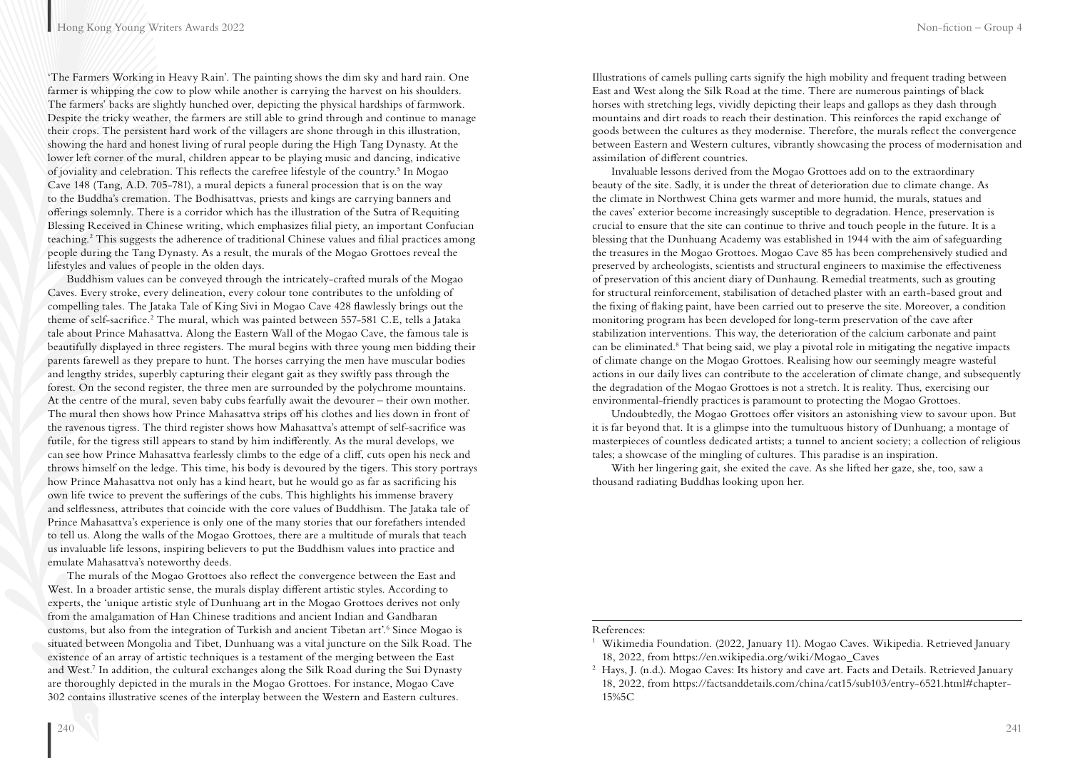'The Farmers Working in Heavy Rain'. The painting shows the dim sky and hard rain. One farmer is whipping the cow to plow while another is carrying the harvest on his shoulders. The farmers' backs are slightly hunched over, depicting the physical hardships of farmwork. Despite the tricky weather, the farmers are still able to grind through and continue to manage their crops. The persistent hard work of the villagers are shone through in this illustration, showing the hard and honest living of rural people during the High Tang Dynasty. At the lower left corner of the mural, children appear to be playing music and dancing, indicative of joviality and celebration. This reflects the carefree lifestyle of the country.[5] In Mogao Cave 148 (Tang, A.D. 705-781), a mural depicts a funeral procession that is on the way to the Buddha's cremation. The Bodhisattvas, priests and kings are carrying banners and offerings solemnly. There is a corridor which has the illustration of the Sutra of Requiting Blessing Received in Chinese writing, which emphasizes filial piety, an important Confucian teaching.[2] This suggests the adherence of traditional Chinese values and filial practices among people during the Tang Dynasty. As a result, the murals of the Mogao Grottoes reveal the lifestyles and values of people in the olden days.

Buddhism values can be conveyed through the intricately-crafted murals of the Mogao Caves. Every stroke, every delineation, every colour tone contributes to the unfolding of compelling tales. The Jataka Tale of King Sivi in Mogao Cave 428 flawlessly brings out the theme of self-sacrifice.[2] The mural, which was painted between 557-581 C.E, tells a Jataka tale about Prince Mahasattva. Along the Eastern Wall of the Mogao Cave, the famous tale is beautifully displayed in three registers. The mural begins with three young men bidding their parents farewell as they prepare to hunt. The horses carrying the men have muscular bodies and lengthy strides, superbly capturing their elegant gait as they swiftly pass through the forest. On the second register, the three men are surrounded by the polychrome mountains. At the centre of the mural, seven baby cubs fearfully await the devourer – their own mother. The mural then shows how Prince Mahasattva strips off his clothes and lies down in front of the ravenous tigress. The third register shows how Mahasattva's attempt of self-sacrifice was futile, for the tigress still appears to stand by him indifferently. As the mural develops, we can see how Prince Mahasattva fearlessly climbs to the edge of a cliff, cuts open his neck and throws himself on the ledge. This time, his body is devoured by the tigers. This story portrays how Prince Mahasattva not only has a kind heart, but he would go as far as sacrificing his own life twice to prevent the sufferings of the cubs. This highlights his immense bravery and selflessness, attributes that coincide with the core values of Buddhism. The Jataka tale of Prince Mahasattva's experience is only one of the many stories that our forefathers intended to tell us. Along the walls of the Mogao Grottoes, there are a multitude of murals that teach us invaluable life lessons, inspiring believers to put the Buddhism values into practice and emulate Mahasattva's noteworthy deeds.

The murals of the Mogao Grottoes also reflect the convergence between the East and West. In a broader artistic sense, the murals display different artistic styles. According to experts, the 'unique artistic style of Dunhuang art in the Mogao Grottoes derives not only from the amalgamation of Han Chinese traditions and ancient Indian and Gandharan customs, but also from the integration of Turkish and ancient Tibetan art'.[6] Since Mogao is situated between Mongolia and Tibet, Dunhuang was a vital juncture on the Silk Road. The existence of an array of artistic techniques is a testament of the merging between the East and West.[7] In addition, the cultural exchanges along the Silk Road during the Sui Dynasty are thoroughly depicted in the murals in the Mogao Grottoes. For instance, Mogao Cave 302 contains illustrative scenes of the interplay between the Western and Eastern cultures. Illustrations of camels pulling carts signify the high mobility and frequent trading between East and West along the Silk Road at the time. There are numerous paintings of black horses with stretching legs, vividly depicting their leaps and gallops as they dash through mountains and dirt roads to reach their destination. This reinforces the rapid exchange of goods between the cultures as they modernise. Therefore, the murals reflect the convergence between Eastern and Western cultures, vibrantly showcasing the process of modernisation and assimilation of different countries.

Invaluable lessons derived from the Mogao Grottoes add on to the extraordinary beauty of the site. Sadly, it is under the threat of deterioration due to climate change. As the climate in Northwest China gets warmer and more humid, the murals, statues and the caves' exterior become increasingly susceptible to degradation. Hence, preservation is crucial to ensure that the site can continue to thrive and touch people in the future. It is a blessing that the Dunhuang Academy was established in 1944 with the aim of safeguarding the treasures in the Mogao Grottoes. Mogao Cave 85 has been comprehensively studied and preserved by archeologists, scientists and structural engineers to maximise the effectiveness of preservation of this ancient diary of Dunhaung. Remedial treatments, such as grouting for structural reinforcement, stabilisation of detached plaster with an earth-based grout and the fixing of flaking paint, have been carried out to preserve the site. Moreover, a condition monitoring program has been developed for long-term preservation of the cave after stabilization interventions. This way, the deterioration of the calcium carbonate and paint can be eliminated.[8] That being said, we play a pivotal role in mitigating the negative impacts of climate change on the Mogao Grottoes. Realising how our seemingly meagre wasteful actions in our daily lives can contribute to the acceleration of climate change, and subsequently the degradation of the Mogao Grottoes is not a stretch. It is reality. Thus, exercising our environmental-friendly practices is paramount to protecting the Mogao Grottoes.

Undoubtedly, the Mogao Grottoes offer visitors an astonishing view to savour upon. But it is far beyond that. It is a glimpse into the tumultuous history of Dunhuang; a montage of masterpieces of countless dedicated artists; a tunnel to ancient society; a collection of religious tales; a showcase of the mingling of cultures. This paradise is an inspiration.

With her lingering gait, she exited the cave. As she lifted her gaze, she, too, saw a thousand radiating Buddhas looking upon her.

---

References:

1. Wikimedia Foundation. (2022, January 11). Mogao Caves. Wikipedia. Retrieved January 18, 2022, from https://en.wikipedia.org/wiki/Mogao_Caves
2. Hays, J. (n.d.). Mogao Caves: Its history and cave art. Facts and Details. Retrieved January 18, 2022, from https://factsanddetails.com/china/cat15/sub103/entry-6521.html#chapter-15%5C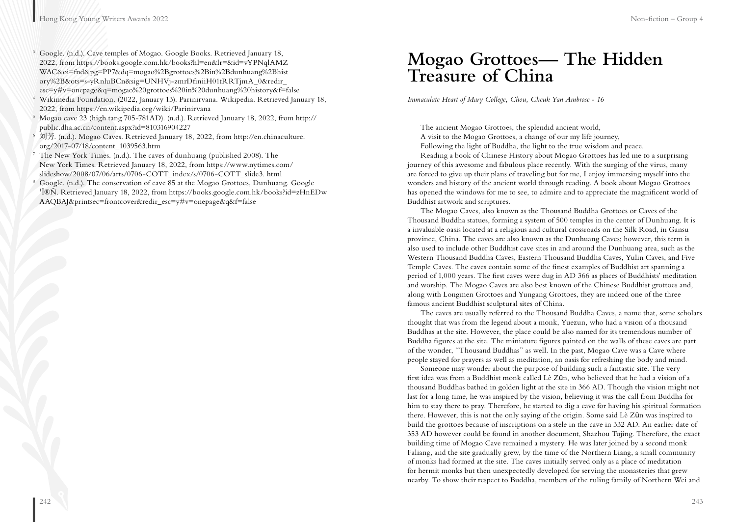[3] Google. (n.d.). Cave temples of Mogao. Google Books. Retrieved January 18, 2022, from https://books.google.com.hk/books?hl=en&lr=&id=vYPNqlAMZWAC&oi=fnd&pg=PP7&dq=mogao%2Bgrottoes%2Bin%2Bdunhuang%2Bhistory%2B&ots=s-yRnluBCn&sig=UNHVj-zmrDfiniiH01tRRTjmA_0&redir_esc=y#v=onepage&q=mogao%20grottoes%20in%20dunhuang%20history&f=false

[4] Wikimedia Foundation. (2022, January 13). Parinirvana. Wikipedia. Retrieved January 18, 2022, from https://en.wikipedia.org/wiki/Parinirvana

[5] Mogao cave 23 (high tang 705-781AD). (n.d.). Retrieved January 18, 2022, from http://public.dha.ac.cn/content.aspx?id=810316904227

[6] 刘芳. (n.d.). Mogao Caves. Retrieved January 18, 2022, from http://en.chinaculture.org/2017-07/18/content_1039563.htm

[7] The New York Times. (n.d.). The caves of dunhuang (published 2008). The New York Times. Retrieved January 18, 2022, from https://www.nytimes.com/slideshow/2008/07/06/arts/0706-COTT_index/s/0706-COTT_slide3. html

[8] Google. (n.d.). The conservation of cave 85 at the Mogao Grottoes, Dunhuang. Google ¹Ï®Ñ. Retrieved January 18, 2022, from https://books.google.com.hk/books?id=zHnEDwAAQBAJ&printsec=frontcover&redir_esc=y#v=onepage&q&f=false

# Mogao Grottoes— The Hidden Treasure of China

*Immaculate Heart of Mary College, Chou, Cheuk Yan Ambrose - 16*

The ancient Mogao Grottoes, the splendid ancient world,
A visit to the Mogao Grottoes, a change of our my life journey,
Following the light of Buddha, the light to the true wisdom and peace.

Reading a book of Chinese History about Mogao Grottoes has led me to a surprising journey of this awesome and fabulous place recently. With the surging of the virus, many are forced to give up their plans of traveling but for me, I enjoy immersing myself into the wonders and history of the ancient world through reading. A book about Mogao Grottoes has opened the windows for me to see, to admire and to appreciate the magnificent world of Buddhist artwork and scriptures.

The Mogao Caves, also known as the Thousand Buddha Grottoes or Caves of the Thousand Buddha statues, forming a system of 500 temples in the center of Dunhuang. It is a invaluable oasis located at a religious and cultural crossroads on the Silk Road, in Gansu province, China. The caves are also known as the Dunhuang Caves; however, this term is also used to include other Buddhist cave sites in and around the Dunhuang area, such as the Western Thousand Buddha Caves, Eastern Thousand Buddha Caves, Yulin Caves, and Five Temple Caves. The caves contain some of the finest examples of Buddhist art spanning a period of 1,000 years. The first caves were dug in AD 366 as places of Buddhists' meditation and worship. The Mogao Caves are also best known of the Chinese Buddhist grottoes and, along with Longmen Grottoes and Yungang Grottoes, they are indeed one of the three famous ancient Buddhist sculptural sites of China.

The caves are usually referred to the Thousand Buddha Caves, a name that, some scholars thought that was from the legend about a monk, Yuezun, who had a vision of a thousand Buddhas at the site. However, the place could be also named for its tremendous number of Buddha figures at the site. The miniature figures painted on the walls of these caves are part of the wonder, "Thousand Buddhas" as well. In the past, Mogao Cave was a Cave where people stayed for prayers as well as meditation, an oasis for refreshing the body and mind.

Someone may wonder about the purpose of building such a fantastic site. The very first idea was from a Buddhist monk called Lè Zūn, who believed that he had a vision of a thousand Buddhas bathed in golden light at the site in 366 AD. Though the vision might not last for a long time, he was inspired by the vision, believing it was the call from Buddha for him to stay there to pray. Therefore, he started to dig a cave for having his spiritual formation there. However, this is not the only saying of the origin. Some said Lè Zūn was inspired to build the grottoes because of inscriptions on a stele in the cave in 332 AD. An earlier date of 353 AD however could be found in another document, Shazhou Tujing. Therefore, the exact building time of Mogao Cave remained a mystery. He was later joined by a second monk Faliang, and the site gradually grew, by the time of the Northern Liang, a small community of monks had formed at the site. The caves initially served only as a place of meditation for hermit monks but then unexpectedly developed for serving the monasteries that grew nearby. To show their respect to Buddha, members of the ruling family of Northern Wei and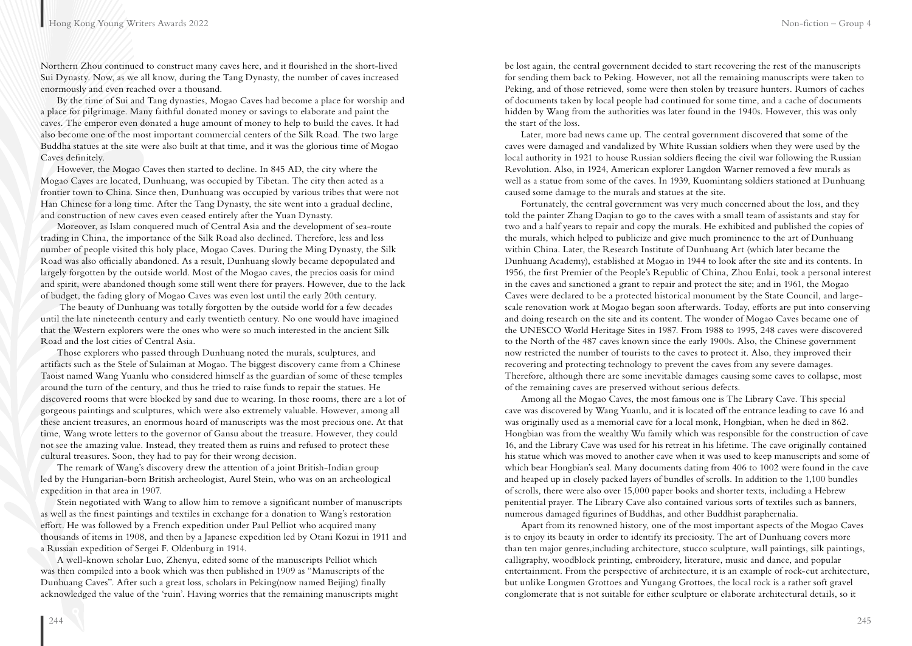Northern Zhou continued to construct many caves here, and it flourished in the short-lived Sui Dynasty. Now, as we all know, during the Tang Dynasty, the number of caves increased enormously and even reached over a thousand.

By the time of Sui and Tang dynasties, Mogao Caves had become a place for worship and a place for pilgrimage. Many faithful donated money or savings to elaborate and paint the caves. The emperor even donated a huge amount of money to help to build the caves. It had also become one of the most important commercial centers of the Silk Road. The two large Buddha statues at the site were also built at that time, and it was the glorious time of Mogao Caves definitely.

However, the Mogao Caves then started to decline. In 845 AD, the city where the Mogao Caves are located, Dunhuang, was occupied by Tibetan. The city then acted as a frontier town to China. Since then, Dunhuang was occupied by various tribes that were not Han Chinese for a long time. After the Tang Dynasty, the site went into a gradual decline, and construction of new caves even ceased entirely after the Yuan Dynasty.

Moreover, as Islam conquered much of Central Asia and the development of sea-route trading in China, the importance of the Silk Road also declined. Therefore, less and less number of people visited this holy place, Mogao Caves. During the Ming Dynasty, the Silk Road was also officially abandoned. As a result, Dunhuang slowly became depopulated and largely forgotten by the outside world. Most of the Mogao caves, the precios oasis for mind and spirit, were abandoned though some still went there for prayers. However, due to the lack of budget, the fading glory of Mogao Caves was even lost until the early 20th century.

The beauty of Dunhuang was totally forgotten by the outside world for a few decades until the late nineteenth century and early twentieth century. No one would have imagined that the Western explorers were the ones who were so much interested in the ancient Silk Road and the lost cities of Central Asia.

Those explorers who passed through Dunhuang noted the murals, sculptures, and artifacts such as the Stele of Sulaiman at Mogao. The biggest discovery came from a Chinese Taoist named Wang Yuanlu who considered himself as the guardian of some of these temples around the turn of the century, and thus he tried to raise funds to repair the statues. He discovered rooms that were blocked by sand due to wearing. In those rooms, there are a lot of gorgeous paintings and sculptures, which were also extremely valuable. However, among all these ancient treasures, an enormous hoard of manuscripts was the most precious one. At that time, Wang wrote letters to the governor of Gansu about the treasure. However, they could not see the amazing value. Instead, they treated them as ruins and refused to protect these cultural treasures. Soon, they had to pay for their wrong decision.

The remark of Wang's discovery drew the attention of a joint British-Indian group led by the Hungarian-born British archeologist, Aurel Stein, who was on an archeological expedition in that area in 1907.

Stein negotiated with Wang to allow him to remove a significant number of manuscripts as well as the finest paintings and textiles in exchange for a donation to Wang's restoration effort. He was followed by a French expedition under Paul Pelliot who acquired many thousands of items in 1908, and then by a Japanese expedition led by Otani Kozui in 1911 and a Russian expedition of Sergei F. Oldenburg in 1914.

A well-known scholar Luo, Zhenyu, edited some of the manuscripts Pelliot which was then compiled into a book which was then published in 1909 as "Manuscripts of the Dunhuang Caves". After such a great loss, scholars in Peking(now named Beijing) finally acknowledged the value of the 'ruin'. Having worries that the remaining manuscripts might be lost again, the central government decided to start recovering the rest of the manuscripts for sending them back to Peking. However, not all the remaining manuscripts were taken to Peking, and of those retrieved, some were then stolen by treasure hunters. Rumors of caches of documents taken by local people had continued for some time, and a cache of documents hidden by Wang from the authorities was later found in the 1940s. However, this was only the start of the loss.

Later, more bad news came up. The central government discovered that some of the caves were damaged and vandalized by White Russian soldiers when they were used by the local authority in 1921 to house Russian soldiers fleeing the civil war following the Russian Revolution. Also, in 1924, American explorer Langdon Warner removed a few murals as well as a statue from some of the caves. In 1939, Kuomintang soldiers stationed at Dunhuang caused some damage to the murals and statues at the site.

Fortunately, the central government was very much concerned about the loss, and they told the painter Zhang Daqian to go to the caves with a small team of assistants and stay for two and a half years to repair and copy the murals. He exhibited and published the copies of the murals, which helped to publicize and give much prominence to the art of Dunhuang within China. Later, the Research Institute of Dunhuang Art (which later became the Dunhuang Academy), established at Mogao in 1944 to look after the site and its contents. In 1956, the first Premier of the People's Republic of China, Zhou Enlai, took a personal interest in the caves and sanctioned a grant to repair and protect the site; and in 1961, the Mogao Caves were declared to be a protected historical monument by the State Council, and large-scale renovation work at Mogao began soon afterwards. Today, efforts are put into conserving and doing research on the site and its content. The wonder of Mogao Caves became one of the UNESCO World Heritage Sites in 1987. From 1988 to 1995, 248 caves were discovered to the North of the 487 caves known since the early 1900s. Also, the Chinese government now restricted the number of tourists to the caves to protect it. Also, they improved their recovering and protecting technology to prevent the caves from any severe damages. Therefore, although there are some inevitable damages causing some caves to collapse, most of the remaining caves are preserved without serious defects.

Among all the Mogao Caves, the most famous one is The Library Cave. This special cave was discovered by Wang Yuanlu, and it is located off the entrance leading to cave 16 and was originally used as a memorial cave for a local monk, Hongbian, when he died in 862. Hongbian was from the wealthy Wu family which was responsible for the construction of cave 16, and the Library Cave was used for his retreat in his lifetime. The cave originally contained his statue which was moved to another cave when it was used to keep manuscripts and some of which bear Hongbian's seal. Many documents dating from 406 to 1002 were found in the cave and heaped up in closely packed layers of bundles of scrolls. In addition to the 1,100 bundles of scrolls, there were also over 15,000 paper books and shorter texts, including a Hebrew penitential prayer. The Library Cave also contained various sorts of textiles such as banners, numerous damaged figurines of Buddhas, and other Buddhist paraphernalia.

Apart from its renowned history, one of the most important aspects of the Mogao Caves is to enjoy its beauty in order to identify its preciosity. The art of Dunhuang covers more than ten major genres,including architecture, stucco sculpture, wall paintings, silk paintings, calligraphy, woodblock printing, embroidery, literature, music and dance, and popular entertainment. From the perspective of architecture, it is an example of rock-cut architecture, but unlike Longmen Grottoes and Yungang Grottoes, the local rock is a rather soft gravel conglomerate that is not suitable for either sculpture or elaborate architectural details, so it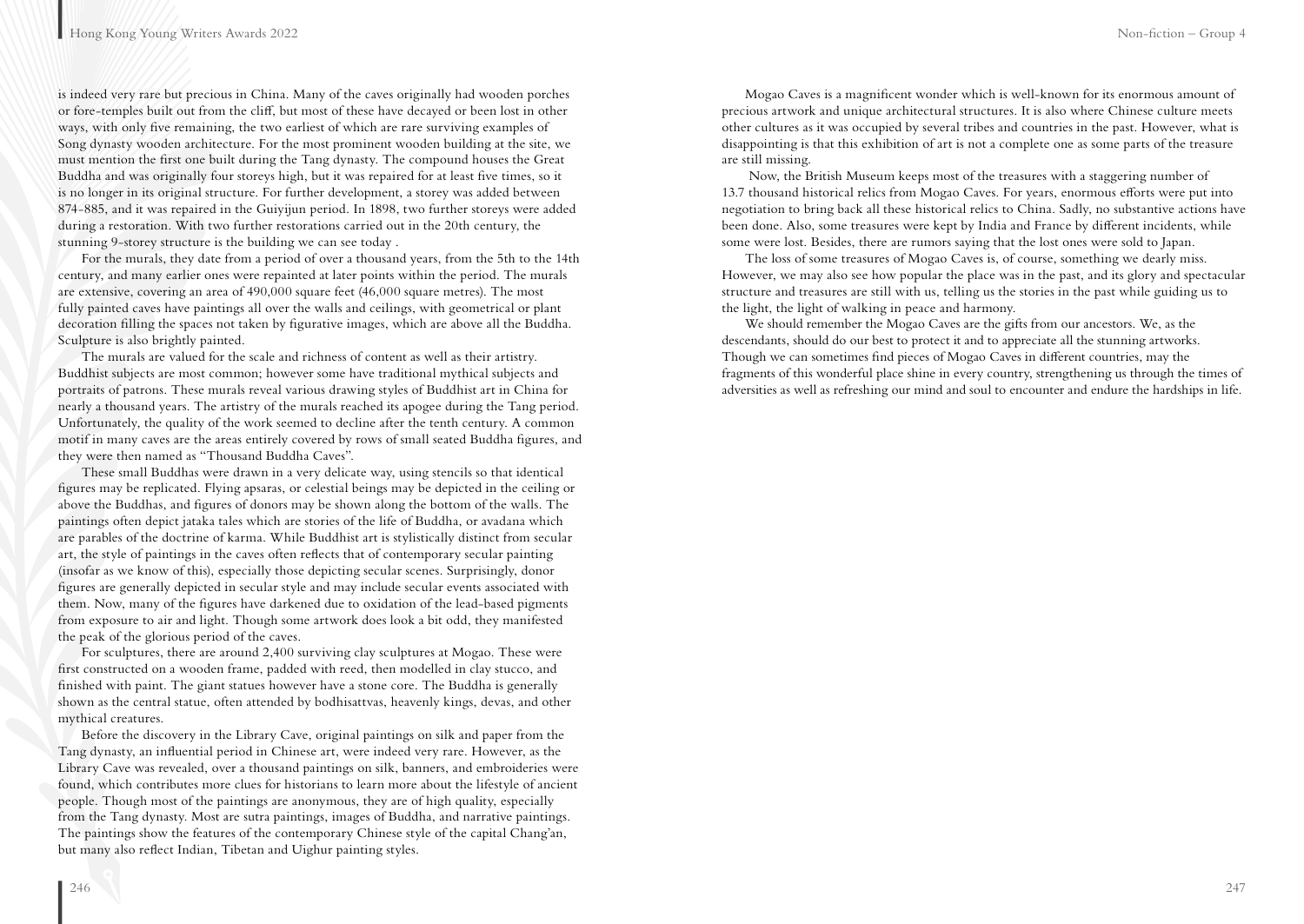is indeed very rare but precious in China. Many of the caves originally had wooden porches or fore-temples built out from the cliff, but most of these have decayed or been lost in other ways, with only five remaining, the two earliest of which are rare surviving examples of Song dynasty wooden architecture. For the most prominent wooden building at the site, we must mention the first one built during the Tang dynasty. The compound houses the Great Buddha and was originally four storeys high, but it was repaired for at least five times, so it is no longer in its original structure. For further development, a storey was added between 874-885, and it was repaired in the Guiyijun period. In 1898, two further storeys were added during a restoration. With two further restorations carried out in the 20th century, the stunning 9-storey structure is the building we can see today .

For the murals, they date from a period of over a thousand years, from the 5th to the 14th century, and many earlier ones were repainted at later points within the period. The murals are extensive, covering an area of 490,000 square feet (46,000 square metres). The most fully painted caves have paintings all over the walls and ceilings, with geometrical or plant decoration filling the spaces not taken by figurative images, which are above all the Buddha. Sculpture is also brightly painted.

The murals are valued for the scale and richness of content as well as their artistry. Buddhist subjects are most common; however some have traditional mythical subjects and portraits of patrons. These murals reveal various drawing styles of Buddhist art in China for nearly a thousand years. The artistry of the murals reached its apogee during the Tang period. Unfortunately, the quality of the work seemed to decline after the tenth century. A common motif in many caves are the areas entirely covered by rows of small seated Buddha figures, and they were then named as "Thousand Buddha Caves".

These small Buddhas were drawn in a very delicate way, using stencils so that identical figures may be replicated. Flying apsaras, or celestial beings may be depicted in the ceiling or above the Buddhas, and figures of donors may be shown along the bottom of the walls. The paintings often depict jataka tales which are stories of the life of Buddha, or avadana which are parables of the doctrine of karma. While Buddhist art is stylistically distinct from secular art, the style of paintings in the caves often reflects that of contemporary secular painting (insofar as we know of this), especially those depicting secular scenes. Surprisingly, donor figures are generally depicted in secular style and may include secular events associated with them. Now, many of the figures have darkened due to oxidation of the lead-based pigments from exposure to air and light. Though some artwork does look a bit odd, they manifested the peak of the glorious period of the caves.

For sculptures, there are around 2,400 surviving clay sculptures at Mogao. These were first constructed on a wooden frame, padded with reed, then modelled in clay stucco, and finished with paint. The giant statues however have a stone core. The Buddha is generally shown as the central statue, often attended by bodhisattvas, heavenly kings, devas, and other mythical creatures.

Before the discovery in the Library Cave, original paintings on silk and paper from the Tang dynasty, an influential period in Chinese art, were indeed very rare. However, as the Library Cave was revealed, over a thousand paintings on silk, banners, and embroideries were found, which contributes more clues for historians to learn more about the lifestyle of ancient people. Though most of the paintings are anonymous, they are of high quality, especially from the Tang dynasty. Most are sutra paintings, images of Buddha, and narrative paintings. The paintings show the features of the contemporary Chinese style of the capital Chang'an, but many also reflect Indian, Tibetan and Uighur painting styles.

Mogao Caves is a magnificent wonder which is well-known for its enormous amount of precious artwork and unique architectural structures. It is also where Chinese culture meets other cultures as it was occupied by several tribes and countries in the past. However, what is disappointing is that this exhibition of art is not a complete one as some parts of the treasure are still missing.

Now, the British Museum keeps most of the treasures with a staggering number of 13.7 thousand historical relics from Mogao Caves. For years, enormous efforts were put into negotiation to bring back all these historical relics to China. Sadly, no substantive actions have been done. Also, some treasures were kept by India and France by different incidents, while some were lost. Besides, there are rumors saying that the lost ones were sold to Japan.

The loss of some treasures of Mogao Caves is, of course, something we dearly miss. However, we may also see how popular the place was in the past, and its glory and spectacular structure and treasures are still with us, telling us the stories in the past while guiding us to the light, the light of walking in peace and harmony.

We should remember the Mogao Caves are the gifts from our ancestors. We, as the descendants, should do our best to protect it and to appreciate all the stunning artworks. Though we can sometimes find pieces of Mogao Caves in different countries, may the fragments of this wonderful place shine in every country, strengthening us through the times of adversities as well as refreshing our mind and soul to encounter and endure the hardships in life.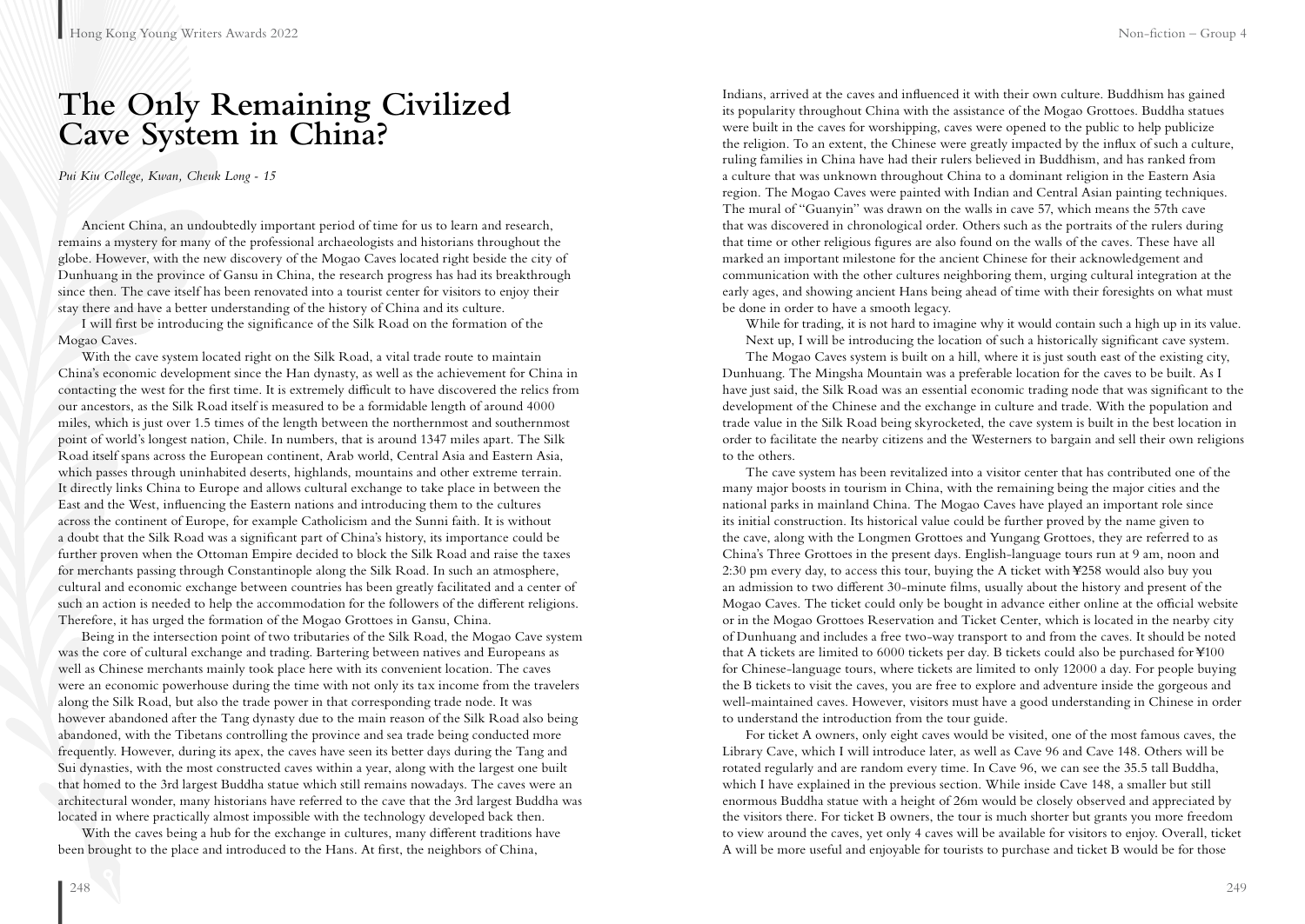# The Only Remaining Civilized Cave System in China?

*Pui Kiu College, Kwan, Cheuk Long - 15*

Ancient China, an undoubtedly important period of time for us to learn and research, remains a mystery for many of the professional archaeologists and historians throughout the globe. However, with the new discovery of the Mogao Caves located right beside the city of Dunhuang in the province of Gansu in China, the research progress has had its breakthrough since then. The cave itself has been renovated into a tourist center for visitors to enjoy their stay there and have a better understanding of the history of China and its culture.

I will first be introducing the significance of the Silk Road on the formation of the Mogao Caves.

With the cave system located right on the Silk Road, a vital trade route to maintain China's economic development since the Han dynasty, as well as the achievement for China in contacting the west for the first time. It is extremely difficult to have discovered the relics from our ancestors, as the Silk Road itself is measured to be a formidable length of around 4000 miles, which is just over 1.5 times of the length between the northernmost and southernmost point of world's longest nation, Chile. In numbers, that is around 1347 miles apart. The Silk Road itself spans across the European continent, Arab world, Central Asia and Eastern Asia, which passes through uninhabited deserts, highlands, mountains and other extreme terrain. It directly links China to Europe and allows cultural exchange to take place in between the East and the West, influencing the Eastern nations and introducing them to the cultures across the continent of Europe, for example Catholicism and the Sunni faith. It is without a doubt that the Silk Road was a significant part of China's history, its importance could be further proven when the Ottoman Empire decided to block the Silk Road and raise the taxes for merchants passing through Constantinople along the Silk Road. In such an atmosphere, cultural and economic exchange between countries has been greatly facilitated and a center of such an action is needed to help the accommodation for the followers of the different religions. Therefore, it has urged the formation of the Mogao Grottoes in Gansu, China.

Being in the intersection point of two tributaries of the Silk Road, the Mogao Cave system was the core of cultural exchange and trading. Bartering between natives and Europeans as well as Chinese merchants mainly took place here with its convenient location. The caves were an economic powerhouse during the time with not only its tax income from the travelers along the Silk Road, but also the trade power in that corresponding trade node. It was however abandoned after the Tang dynasty due to the main reason of the Silk Road also being abandoned, with the Tibetans controlling the province and sea trade being conducted more frequently. However, during its apex, the caves have seen its better days during the Tang and Sui dynasties, with the most constructed caves within a year, along with the largest one built that homed to the 3rd largest Buddha statue which still remains nowadays. The caves were an architectural wonder, many historians have referred to the cave that the 3rd largest Buddha was located in where practically almost impossible with the technology developed back then.

With the caves being a hub for the exchange in cultures, many different traditions have been brought to the place and introduced to the Hans. At first, the neighbors of China, Indians, arrived at the caves and influenced it with their own culture. Buddhism has gained its popularity throughout China with the assistance of the Mogao Grottoes. Buddha statues were built in the caves for worshipping, caves were opened to the public to help publicize the religion. To an extent, the Chinese were greatly impacted by the influx of such a culture, ruling families in China have had their rulers believed in Buddhism, and has ranked from a culture that was unknown throughout China to a dominant religion in the Eastern Asia region. The Mogao Caves were painted with Indian and Central Asian painting techniques. The mural of "Guanyin" was drawn on the walls in cave 57, which means the 57th cave that was discovered in chronological order. Others such as the portraits of the rulers during that time or other religious figures are also found on the walls of the caves. These have all marked an important milestone for the ancient Chinese for their acknowledgement and communication with the other cultures neighboring them, urging cultural integration at the early ages, and showing ancient Hans being ahead of time with their foresights on what must be done in order to have a smooth legacy.

While for trading, it is not hard to imagine why it would contain such a high up in its value.

Next up, I will be introducing the location of such a historically significant cave system.

The Mogao Caves system is built on a hill, where it is just south east of the existing city, Dunhuang. The Mingsha Mountain was a preferable location for the caves to be built. As I have just said, the Silk Road was an essential economic trading node that was significant to the development of the Chinese and the exchange in culture and trade. With the population and trade value in the Silk Road being skyrocketed, the cave system is built in the best location in order to facilitate the nearby citizens and the Westerners to bargain and sell their own religions to the others.

The cave system has been revitalized into a visitor center that has contributed one of the many major boosts in tourism in China, with the remaining being the major cities and the national parks in mainland China. The Mogao Caves have played an important role since its initial construction. Its historical value could be further proved by the name given to the cave, along with the Longmen Grottoes and Yungang Grottoes, they are referred to as China's Three Grottoes in the present days. English-language tours run at 9 am, noon and 2:30 pm every day, to access this tour, buying the A ticket with ¥258 would also buy you an admission to two different 30-minute films, usually about the history and present of the Mogao Caves. The ticket could only be bought in advance either online at the official website or in the Mogao Grottoes Reservation and Ticket Center, which is located in the nearby city of Dunhuang and includes a free two-way transport to and from the caves. It should be noted that A tickets are limited to 6000 tickets per day. B tickets could also be purchased for ¥100 for Chinese-language tours, where tickets are limited to only 12000 a day. For people buying the B tickets to visit the caves, you are free to explore and adventure inside the gorgeous and well-maintained caves. However, visitors must have a good understanding in Chinese in order to understand the introduction from the tour guide.

For ticket A owners, only eight caves would be visited, one of the most famous caves, the Library Cave, which I will introduce later, as well as Cave 96 and Cave 148. Others will be rotated regularly and are random every time. In Cave 96, we can see the 35.5 tall Buddha, which I have explained in the previous section. While inside Cave 148, a smaller but still enormous Buddha statue with a height of 26m would be closely observed and appreciated by the visitors there. For ticket B owners, the tour is much shorter but grants you more freedom to view around the caves, yet only 4 caves will be available for visitors to enjoy. Overall, ticket A will be more useful and enjoyable for tourists to purchase and ticket B would be for those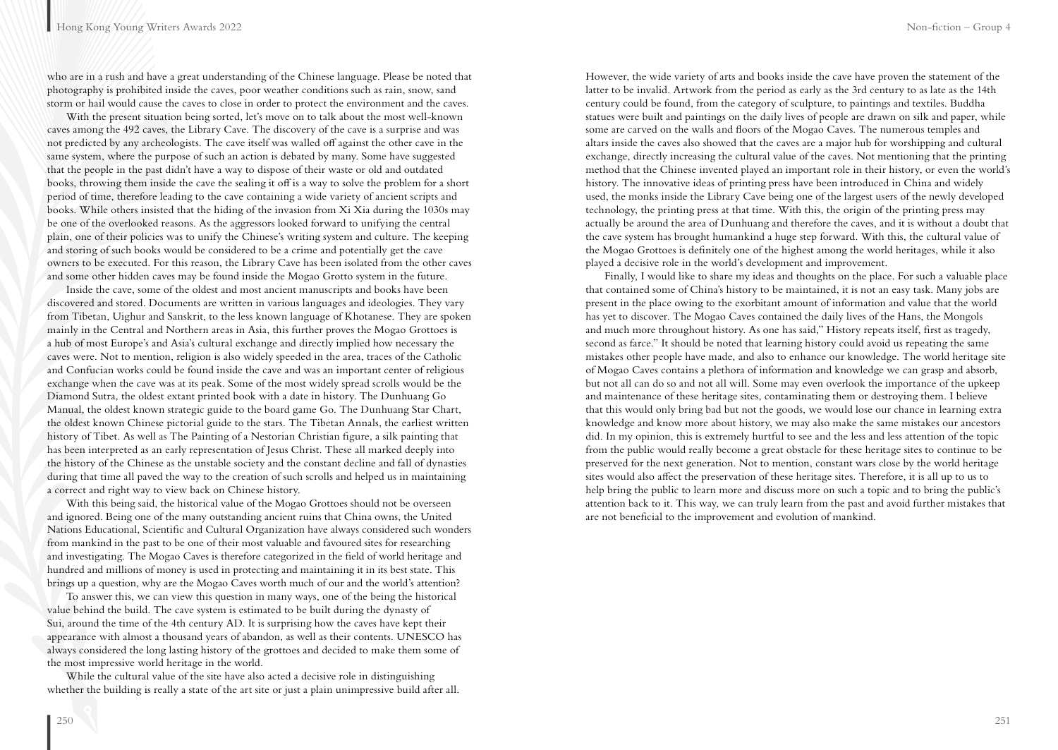who are in a rush and have a great understanding of the Chinese language. Please be noted that photography is prohibited inside the caves, poor weather conditions such as rain, snow, sand storm or hail would cause the caves to close in order to protect the environment and the caves.

With the present situation being sorted, let's move on to talk about the most well-known caves among the 492 caves, the Library Cave. The discovery of the cave is a surprise and was not predicted by any archeologists. The cave itself was walled off against the other cave in the same system, where the purpose of such an action is debated by many. Some have suggested that the people in the past didn't have a way to dispose of their waste or old and outdated books, throwing them inside the cave the sealing it off is a way to solve the problem for a short period of time, therefore leading to the cave containing a wide variety of ancient scripts and books. While others insisted that the hiding of the invasion from Xi Xia during the 1030s may be one of the overlooked reasons. As the aggressors looked forward to unifying the central plain, one of their policies was to unify the Chinese's writing system and culture. The keeping and storing of such books would be considered to be a crime and potentially get the cave owners to be executed. For this reason, the Library Cave has been isolated from the other caves and some other hidden caves may be found inside the Mogao Grotto system in the future.

Inside the cave, some of the oldest and most ancient manuscripts and books have been discovered and stored. Documents are written in various languages and ideologies. They vary from Tibetan, Uighur and Sanskrit, to the less known language of Khotanese. They are spoken mainly in the Central and Northern areas in Asia, this further proves the Mogao Grottoes is a hub of most Europe's and Asia's cultural exchange and directly implied how necessary the caves were. Not to mention, religion is also widely speeded in the area, traces of the Catholic and Confucian works could be found inside the cave and was an important center of religious exchange when the cave was at its peak. Some of the most widely spread scrolls would be the Diamond Sutra, the oldest extant printed book with a date in history. The Dunhuang Go Manual, the oldest known strategic guide to the board game Go. The Dunhuang Star Chart, the oldest known Chinese pictorial guide to the stars. The Tibetan Annals, the earliest written history of Tibet. As well as The Painting of a Nestorian Christian figure, a silk painting that has been interpreted as an early representation of Jesus Christ. These all marked deeply into the history of the Chinese as the unstable society and the constant decline and fall of dynasties during that time all paved the way to the creation of such scrolls and helped us in maintaining a correct and right way to view back on Chinese history.

With this being said, the historical value of the Mogao Grottoes should not be overseen and ignored. Being one of the many outstanding ancient ruins that China owns, the United Nations Educational, Scientific and Cultural Organization have always considered such wonders from mankind in the past to be one of their most valuable and favoured sites for researching and investigating. The Mogao Caves is therefore categorized in the field of world heritage and hundred and millions of money is used in protecting and maintaining it in its best state. This brings up a question, why are the Mogao Caves worth much of our and the world's attention?

To answer this, we can view this question in many ways, one of the being the historical value behind the build. The cave system is estimated to be built during the dynasty of Sui, around the time of the 4th century AD. It is surprising how the caves have kept their appearance with almost a thousand years of abandon, as well as their contents. UNESCO has always considered the long lasting history of the grottoes and decided to make them some of the most impressive world heritage in the world.

While the cultural value of the site have also acted a decisive role in distinguishing whether the building is really a state of the art site or just a plain unimpressive build after all. However, the wide variety of arts and books inside the cave have proven the statement of the latter to be invalid. Artwork from the period as early as the 3rd century to as late as the 14th century could be found, from the category of sculpture, to paintings and textiles. Buddha statues were built and paintings on the daily lives of people are drawn on silk and paper, while some are carved on the walls and floors of the Mogao Caves. The numerous temples and altars inside the caves also showed that the caves are a major hub for worshipping and cultural exchange, directly increasing the cultural value of the caves. Not mentioning that the printing method that the Chinese invented played an important role in their history, or even the world's history. The innovative ideas of printing press have been introduced in China and widely used, the monks inside the Library Cave being one of the largest users of the newly developed technology, the printing press at that time. With this, the origin of the printing press may actually be around the area of Dunhuang and therefore the caves, and it is without a doubt that the cave system has brought humankind a huge step forward. With this, the cultural value of the Mogao Grottoes is definitely one of the highest among the world heritages, while it also played a decisive role in the world's development and improvement.

Finally, I would like to share my ideas and thoughts on the place. For such a valuable place that contained some of China's history to be maintained, it is not an easy task. Many jobs are present in the place owing to the exorbitant amount of information and value that the world has yet to discover. The Mogao Caves contained the daily lives of the Hans, the Mongols and much more throughout history. As one has said," History repeats itself, first as tragedy, second as farce." It should be noted that learning history could avoid us repeating the same mistakes other people have made, and also to enhance our knowledge. The world heritage site of Mogao Caves contains a plethora of information and knowledge we can grasp and absorb, but not all can do so and not all will. Some may even overlook the importance of the upkeep and maintenance of these heritage sites, contaminating them or destroying them. I believe that this would only bring bad but not the goods, we would lose our chance in learning extra knowledge and know more about history, we may also make the same mistakes our ancestors did. In my opinion, this is extremely hurtful to see and the less and less attention of the topic from the public would really become a great obstacle for these heritage sites to continue to be preserved for the next generation. Not to mention, constant wars close by the world heritage sites would also affect the preservation of these heritage sites. Therefore, it is all up to us to help bring the public to learn more and discuss more on such a topic and to bring the public's attention back to it. This way, we can truly learn from the past and avoid further mistakes that are not beneficial to the improvement and evolution of mankind.